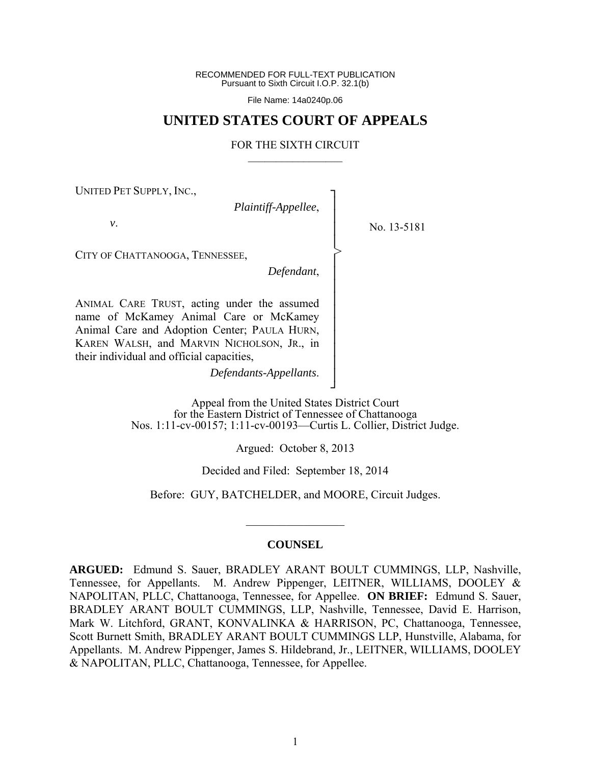RECOMMENDED FOR FULL-TEXT PUBLICATION
Pursuant to Sixth Circuit I.O.P. 32.1(b)

File Name: 14a0240p.06

# UNITED STATES COURT OF APPEALS

## FOR THE SIXTH CIRCUIT

UNITED PET SUPPLY, INC.,

*Plaintiff-Appellee*,

*v*.

CITY OF CHATTANOOGA, TENNESSEE,

*Defendant*,

ANIMAL CARE TRUST, acting under the assumed name of McKamey Animal Care or McKamey Animal Care and Adoption Center; PAULA HURN, KAREN WALSH, and MARVIN NICHOLSON, JR., in their individual and official capacities,

*Defendants-Appellants*.

No. 13-5181

Appeal from the United States District Court for the Eastern District of Tennessee of Chattanooga
Nos. 1:11-cv-00157; 1:11-cv-00193—Curtis L. Collier, District Judge.

Argued: October 8, 2013

Decided and Filed: September 18, 2014

Before: GUY, BATCHELDER, and MOORE, Circuit Judges.

---

### COUNSEL

**ARGUED:** Edmund S. Sauer, BRADLEY ARANT BOULT CUMMINGS, LLP, Nashville, Tennessee, for Appellants. M. Andrew Pippenger, LEITNER, WILLIAMS, DOOLEY & NAPOLITAN, PLLC, Chattanooga, Tennessee, for Appellee. **ON BRIEF:** Edmund S. Sauer, BRADLEY ARANT BOULT CUMMINGS, LLP, Nashville, Tennessee, David E. Harrison, Mark W. Litchford, GRANT, KONVALINKA & HARRISON, PC, Chattanooga, Tennessee, Scott Burnett Smith, BRADLEY ARANT BOULT CUMMINGS LLP, Hunstville, Alabama, for Appellants. M. Andrew Pippenger, James S. Hildebrand, Jr., LEITNER, WILLIAMS, DOOLEY & NAPOLITAN, PLLC, Chattanooga, Tennessee, for Appellee.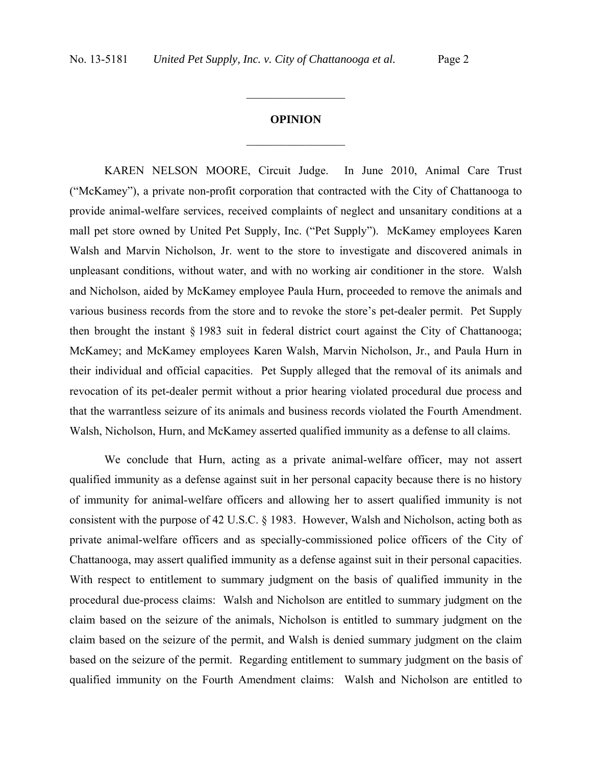## OPINION

KAREN NELSON MOORE, Circuit Judge. In June 2010, Animal Care Trust ("McKamey"), a private non-profit corporation that contracted with the City of Chattanooga to provide animal-welfare services, received complaints of neglect and unsanitary conditions at a mall pet store owned by United Pet Supply, Inc. ("Pet Supply"). McKamey employees Karen Walsh and Marvin Nicholson, Jr. went to the store to investigate and discovered animals in unpleasant conditions, without water, and with no working air conditioner in the store. Walsh and Nicholson, aided by McKamey employee Paula Hurn, proceeded to remove the animals and various business records from the store and to revoke the store's pet-dealer permit. Pet Supply then brought the instant § 1983 suit in federal district court against the City of Chattanooga; McKamey; and McKamey employees Karen Walsh, Marvin Nicholson, Jr., and Paula Hurn in their individual and official capacities. Pet Supply alleged that the removal of its animals and revocation of its pet-dealer permit without a prior hearing violated procedural due process and that the warrantless seizure of its animals and business records violated the Fourth Amendment. Walsh, Nicholson, Hurn, and McKamey asserted qualified immunity as a defense to all claims.

We conclude that Hurn, acting as a private animal-welfare officer, may not assert qualified immunity as a defense against suit in her personal capacity because there is no history of immunity for animal-welfare officers and allowing her to assert qualified immunity is not consistent with the purpose of 42 U.S.C. § 1983. However, Walsh and Nicholson, acting both as private animal-welfare officers and as specially-commissioned police officers of the City of Chattanooga, may assert qualified immunity as a defense against suit in their personal capacities. With respect to entitlement to summary judgment on the basis of qualified immunity in the procedural due-process claims: Walsh and Nicholson are entitled to summary judgment on the claim based on the seizure of the animals, Nicholson is entitled to summary judgment on the claim based on the seizure of the permit, and Walsh is denied summary judgment on the claim based on the seizure of the permit. Regarding entitlement to summary judgment on the basis of qualified immunity on the Fourth Amendment claims: Walsh and Nicholson are entitled to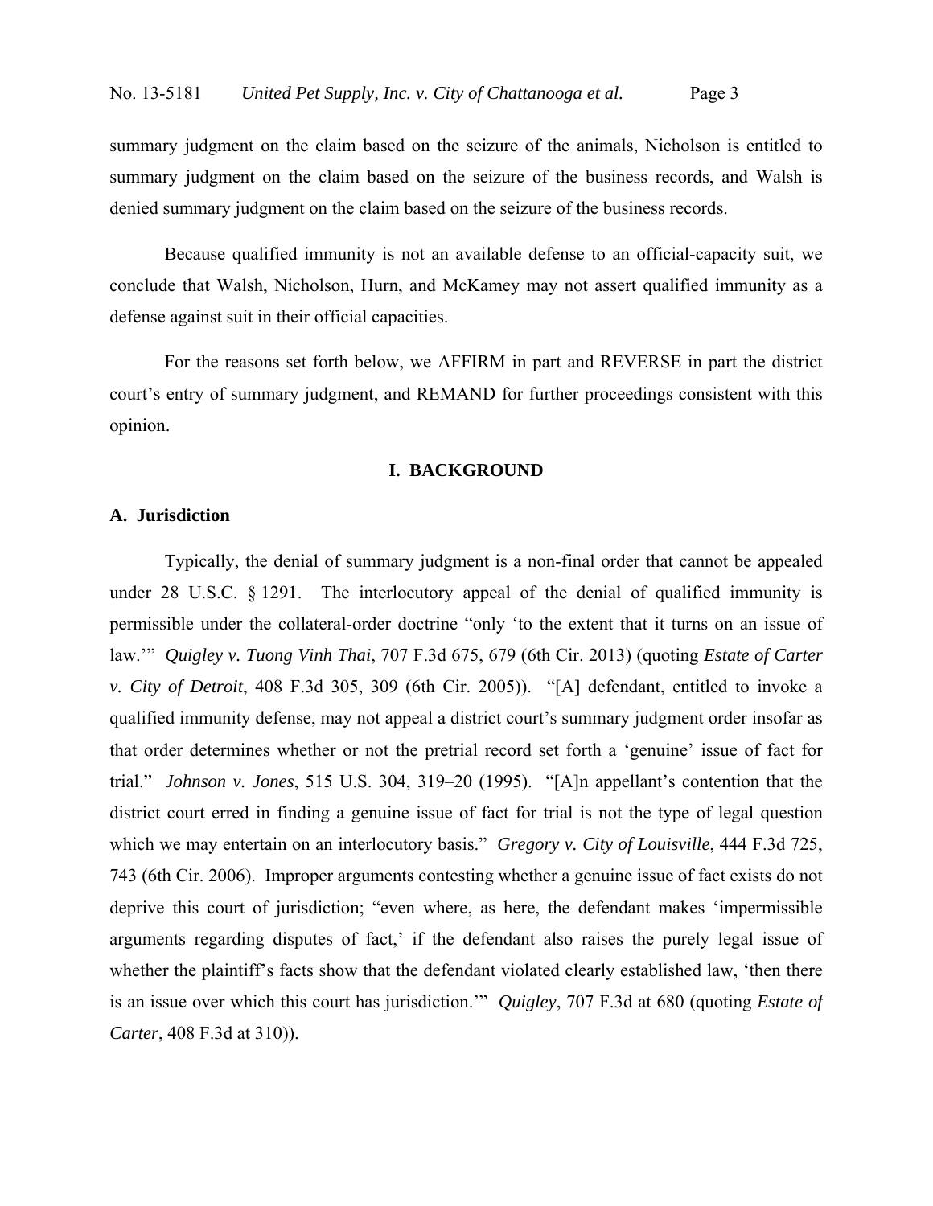summary judgment on the claim based on the seizure of the animals, Nicholson is entitled to summary judgment on the claim based on the seizure of the business records, and Walsh is denied summary judgment on the claim based on the seizure of the business records.

Because qualified immunity is not an available defense to an official-capacity suit, we conclude that Walsh, Nicholson, Hurn, and McKamey may not assert qualified immunity as a defense against suit in their official capacities.

For the reasons set forth below, we AFFIRM in part and REVERSE in part the district court's entry of summary judgment, and REMAND for further proceedings consistent with this opinion.

## I. BACKGROUND

### A. Jurisdiction

Typically, the denial of summary judgment is a non-final order that cannot be appealed under 28 U.S.C. § 1291. The interlocutory appeal of the denial of qualified immunity is permissible under the collateral-order doctrine "only 'to the extent that it turns on an issue of law.'" *Quigley v. Tuong Vinh Thai*, 707 F.3d 675, 679 (6th Cir. 2013) (quoting *Estate of Carter v. City of Detroit*, 408 F.3d 305, 309 (6th Cir. 2005)). "[A] defendant, entitled to invoke a qualified immunity defense, may not appeal a district court's summary judgment order insofar as that order determines whether or not the pretrial record set forth a 'genuine' issue of fact for trial." *Johnson v. Jones*, 515 U.S. 304, 319–20 (1995). "[A]n appellant's contention that the district court erred in finding a genuine issue of fact for trial is not the type of legal question which we may entertain on an interlocutory basis." *Gregory v. City of Louisville*, 444 F.3d 725, 743 (6th Cir. 2006). Improper arguments contesting whether a genuine issue of fact exists do not deprive this court of jurisdiction; "even where, as here, the defendant makes 'impermissible arguments regarding disputes of fact,' if the defendant also raises the purely legal issue of whether the plaintiff's facts show that the defendant violated clearly established law, 'then there is an issue over which this court has jurisdiction.'" *Quigley*, 707 F.3d at 680 (quoting *Estate of Carter*, 408 F.3d at 310)).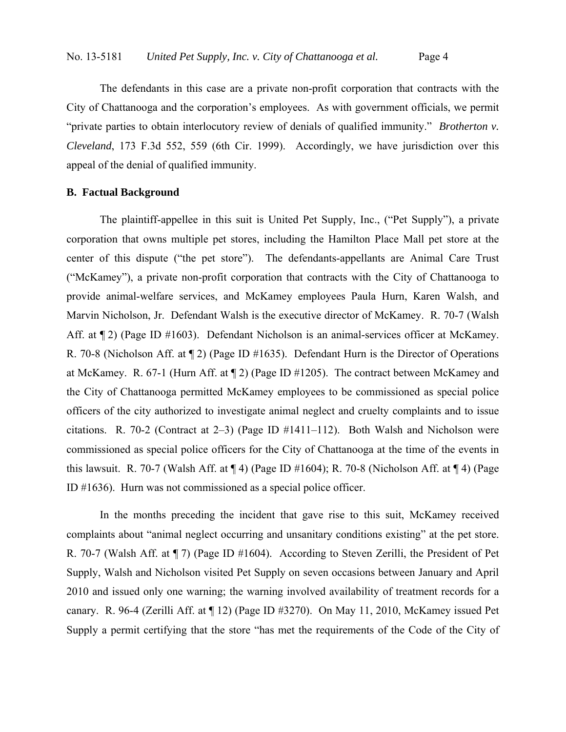The defendants in this case are a private non-profit corporation that contracts with the City of Chattanooga and the corporation's employees. As with government officials, we permit "private parties to obtain interlocutory review of denials of qualified immunity." *Brotherton v. Cleveland*, 173 F.3d 552, 559 (6th Cir. 1999). Accordingly, we have jurisdiction over this appeal of the denial of qualified immunity.

### B. Factual Background

The plaintiff-appellee in this suit is United Pet Supply, Inc., ("Pet Supply"), a private corporation that owns multiple pet stores, including the Hamilton Place Mall pet store at the center of this dispute ("the pet store"). The defendants-appellants are Animal Care Trust ("McKamey"), a private non-profit corporation that contracts with the City of Chattanooga to provide animal-welfare services, and McKamey employees Paula Hurn, Karen Walsh, and Marvin Nicholson, Jr. Defendant Walsh is the executive director of McKamey. R. 70-7 (Walsh Aff. at ¶ 2) (Page ID #1603). Defendant Nicholson is an animal-services officer at McKamey. R. 70-8 (Nicholson Aff. at ¶ 2) (Page ID #1635). Defendant Hurn is the Director of Operations at McKamey. R. 67-1 (Hurn Aff. at ¶ 2) (Page ID #1205). The contract between McKamey and the City of Chattanooga permitted McKamey employees to be commissioned as special police officers of the city authorized to investigate animal neglect and cruelty complaints and to issue citations. R. 70-2 (Contract at 2–3) (Page ID #1411–112). Both Walsh and Nicholson were commissioned as special police officers for the City of Chattanooga at the time of the events in this lawsuit. R. 70-7 (Walsh Aff. at ¶ 4) (Page ID #1604); R. 70-8 (Nicholson Aff. at ¶ 4) (Page ID #1636). Hurn was not commissioned as a special police officer.

In the months preceding the incident that gave rise to this suit, McKamey received complaints about "animal neglect occurring and unsanitary conditions existing" at the pet store. R. 70-7 (Walsh Aff. at ¶ 7) (Page ID #1604). According to Steven Zerilli, the President of Pet Supply, Walsh and Nicholson visited Pet Supply on seven occasions between January and April 2010 and issued only one warning; the warning involved availability of treatment records for a canary. R. 96-4 (Zerilli Aff. at ¶ 12) (Page ID #3270). On May 11, 2010, McKamey issued Pet Supply a permit certifying that the store "has met the requirements of the Code of the City of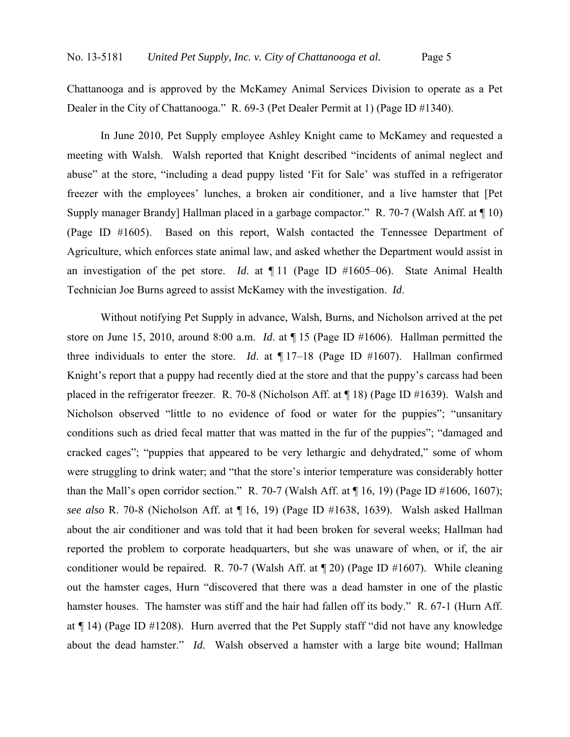Chattanooga and is approved by the McKamey Animal Services Division to operate as a Pet Dealer in the City of Chattanooga." R. 69-3 (Pet Dealer Permit at 1) (Page ID #1340).

In June 2010, Pet Supply employee Ashley Knight came to McKamey and requested a meeting with Walsh. Walsh reported that Knight described "incidents of animal neglect and abuse" at the store, "including a dead puppy listed 'Fit for Sale' was stuffed in a refrigerator freezer with the employees' lunches, a broken air conditioner, and a live hamster that [Pet Supply manager Brandy] Hallman placed in a garbage compactor." R. 70-7 (Walsh Aff. at ¶ 10) (Page ID #1605). Based on this report, Walsh contacted the Tennessee Department of Agriculture, which enforces state animal law, and asked whether the Department would assist in an investigation of the pet store. *Id*. at ¶ 11 (Page ID #1605–06). State Animal Health Technician Joe Burns agreed to assist McKamey with the investigation. *Id*.

Without notifying Pet Supply in advance, Walsh, Burns, and Nicholson arrived at the pet store on June 15, 2010, around 8:00 a.m. *Id*. at ¶ 15 (Page ID #1606). Hallman permitted the three individuals to enter the store. *Id*. at ¶ 17–18 (Page ID #1607). Hallman confirmed Knight's report that a puppy had recently died at the store and that the puppy's carcass had been placed in the refrigerator freezer. R. 70-8 (Nicholson Aff. at ¶ 18) (Page ID #1639). Walsh and Nicholson observed "little to no evidence of food or water for the puppies"; "unsanitary conditions such as dried fecal matter that was matted in the fur of the puppies"; "damaged and cracked cages"; "puppies that appeared to be very lethargic and dehydrated," some of whom were struggling to drink water; and "that the store's interior temperature was considerably hotter than the Mall's open corridor section." R. 70-7 (Walsh Aff. at ¶ 16, 19) (Page ID #1606, 1607); *see also* R. 70-8 (Nicholson Aff. at ¶ 16, 19) (Page ID #1638, 1639). Walsh asked Hallman about the air conditioner and was told that it had been broken for several weeks; Hallman had reported the problem to corporate headquarters, but she was unaware of when, or if, the air conditioner would be repaired. R. 70-7 (Walsh Aff. at ¶ 20) (Page ID #1607). While cleaning out the hamster cages, Hurn "discovered that there was a dead hamster in one of the plastic hamster houses. The hamster was stiff and the hair had fallen off its body." R. 67-1 (Hurn Aff. at ¶ 14) (Page ID #1208). Hurn averred that the Pet Supply staff "did not have any knowledge about the dead hamster." *Id*. Walsh observed a hamster with a large bite wound; Hallman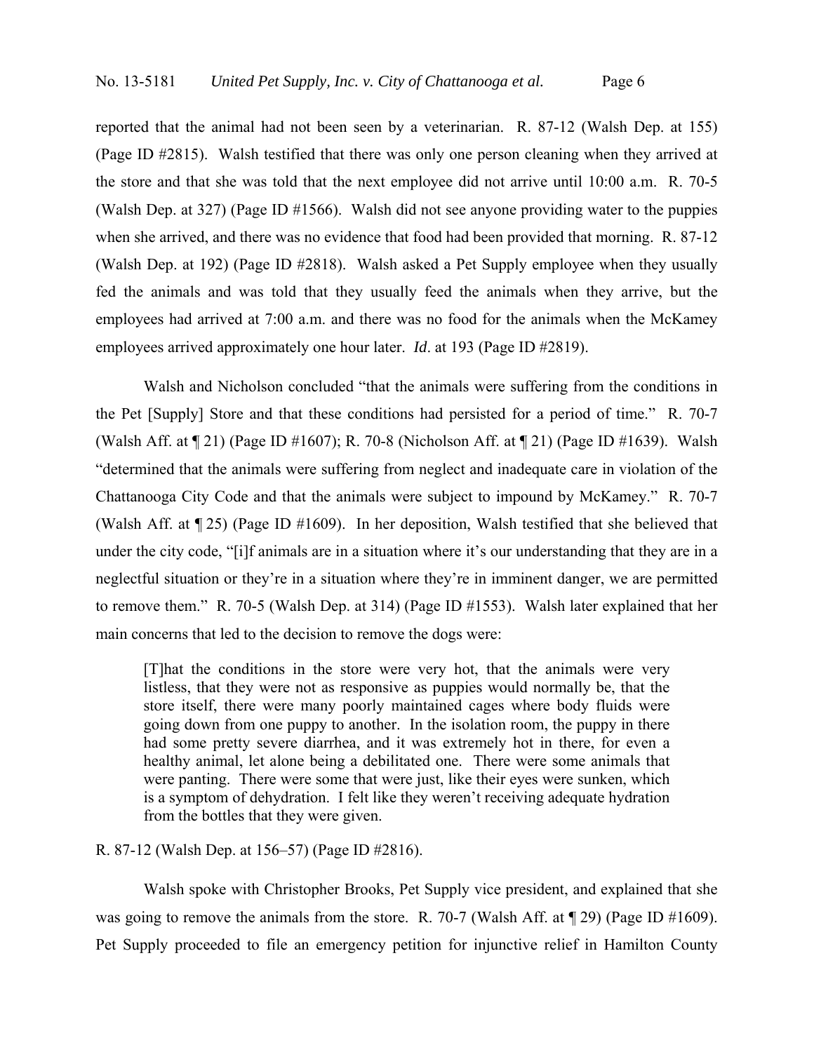reported that the animal had not been seen by a veterinarian. R. 87-12 (Walsh Dep. at 155) (Page ID #2815). Walsh testified that there was only one person cleaning when they arrived at the store and that she was told that the next employee did not arrive until 10:00 a.m. R. 70-5 (Walsh Dep. at 327) (Page ID #1566). Walsh did not see anyone providing water to the puppies when she arrived, and there was no evidence that food had been provided that morning. R. 87-12 (Walsh Dep. at 192) (Page ID #2818). Walsh asked a Pet Supply employee when they usually fed the animals and was told that they usually feed the animals when they arrive, but the employees had arrived at 7:00 a.m. and there was no food for the animals when the McKamey employees arrived approximately one hour later. *Id*. at 193 (Page ID #2819).

Walsh and Nicholson concluded "that the animals were suffering from the conditions in the Pet [Supply] Store and that these conditions had persisted for a period of time." R. 70-7 (Walsh Aff. at ¶ 21) (Page ID #1607); R. 70-8 (Nicholson Aff. at ¶ 21) (Page ID #1639). Walsh "determined that the animals were suffering from neglect and inadequate care in violation of the Chattanooga City Code and that the animals were subject to impound by McKamey." R. 70-7 (Walsh Aff. at ¶ 25) (Page ID #1609). In her deposition, Walsh testified that she believed that under the city code, "[i]f animals are in a situation where it's our understanding that they are in a neglectful situation or they're in a situation where they're in imminent danger, we are permitted to remove them." R. 70-5 (Walsh Dep. at 314) (Page ID #1553). Walsh later explained that her main concerns that led to the decision to remove the dogs were:

> [T]hat the conditions in the store were very hot, that the animals were very listless, that they were not as responsive as puppies would normally be, that the store itself, there were many poorly maintained cages where body fluids were going down from one puppy to another. In the isolation room, the puppy in there had some pretty severe diarrhea, and it was extremely hot in there, for even a healthy animal, let alone being a debilitated one. There were some animals that were panting. There were some that were just, like their eyes were sunken, which is a symptom of dehydration. I felt like they weren't receiving adequate hydration from the bottles that they were given.

R. 87-12 (Walsh Dep. at 156–57) (Page ID #2816).

Walsh spoke with Christopher Brooks, Pet Supply vice president, and explained that she was going to remove the animals from the store. R. 70-7 (Walsh Aff. at ¶ 29) (Page ID #1609). Pet Supply proceeded to file an emergency petition for injunctive relief in Hamilton County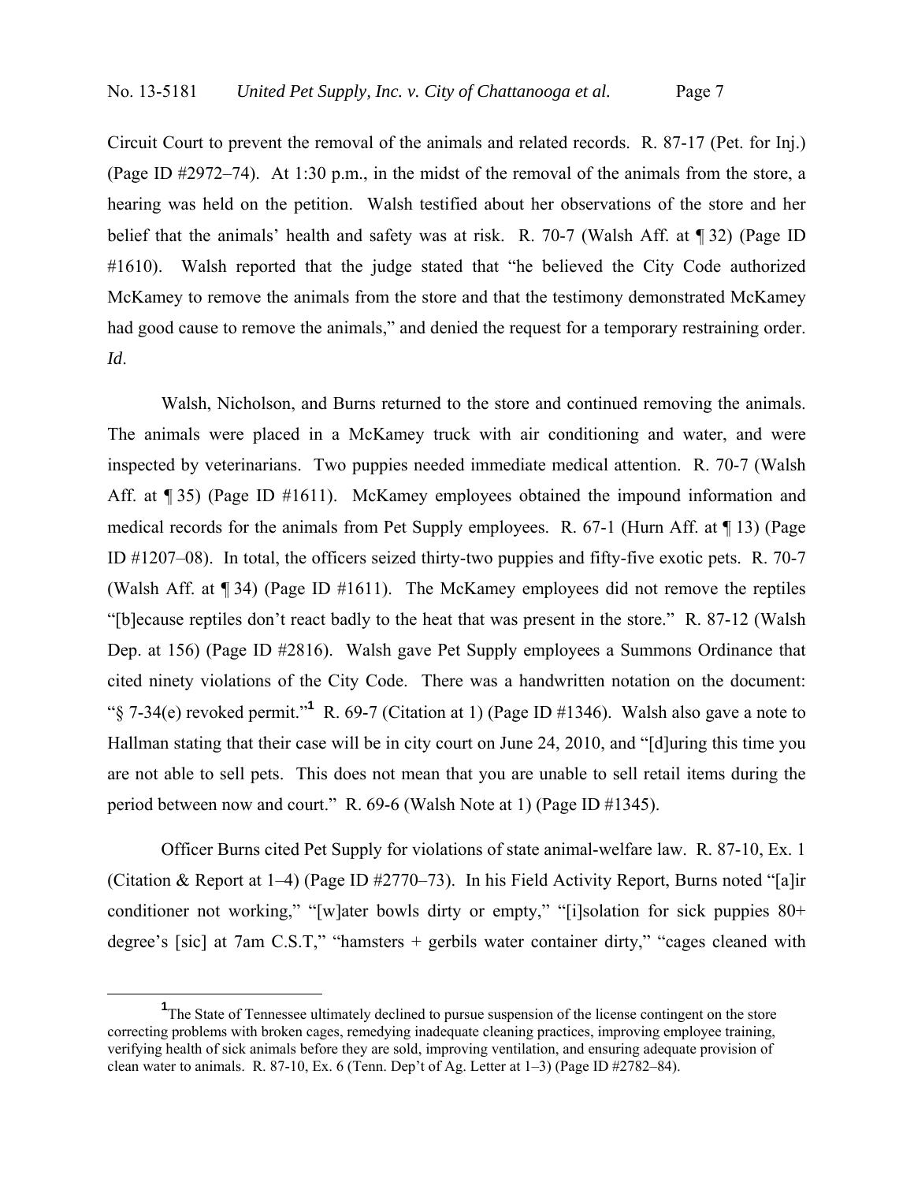Circuit Court to prevent the removal of the animals and related records. R. 87-17 (Pet. for Inj.) (Page ID #2972–74). At 1:30 p.m., in the midst of the removal of the animals from the store, a hearing was held on the petition. Walsh testified about her observations of the store and her belief that the animals' health and safety was at risk. R. 70-7 (Walsh Aff. at ¶ 32) (Page ID #1610). Walsh reported that the judge stated that "he believed the City Code authorized McKamey to remove the animals from the store and that the testimony demonstrated McKamey had good cause to remove the animals," and denied the request for a temporary restraining order. *Id*.

Walsh, Nicholson, and Burns returned to the store and continued removing the animals. The animals were placed in a McKamey truck with air conditioning and water, and were inspected by veterinarians. Two puppies needed immediate medical attention. R. 70-7 (Walsh Aff. at ¶ 35) (Page ID #1611). McKamey employees obtained the impound information and medical records for the animals from Pet Supply employees. R. 67-1 (Hurn Aff. at ¶ 13) (Page ID #1207–08). In total, the officers seized thirty-two puppies and fifty-five exotic pets. R. 70-7 (Walsh Aff. at ¶ 34) (Page ID #1611). The McKamey employees did not remove the reptiles "[b]ecause reptiles don't react badly to the heat that was present in the store." R. 87-12 (Walsh Dep. at 156) (Page ID #2816). Walsh gave Pet Supply employees a Summons Ordinance that cited ninety violations of the City Code. There was a handwritten notation on the document: "§ 7-34(e) revoked permit."[1] R. 69-7 (Citation at 1) (Page ID #1346). Walsh also gave a note to Hallman stating that their case will be in city court on June 24, 2010, and "[d]uring this time you are not able to sell pets. This does not mean that you are unable to sell retail items during the period between now and court." R. 69-6 (Walsh Note at 1) (Page ID #1345).

Officer Burns cited Pet Supply for violations of state animal-welfare law. R. 87-10, Ex. 1 (Citation & Report at 1–4) (Page ID #2770–73). In his Field Activity Report, Burns noted "[a]ir conditioner not working," "[w]ater bowls dirty or empty," "[i]solation for sick puppies 80+ degree's [sic] at 7am C.S.T," "hamsters + gerbils water container dirty," "cages cleaned with

---

[1] The State of Tennessee ultimately declined to pursue suspension of the license contingent on the store correcting problems with broken cages, remedying inadequate cleaning practices, improving employee training, verifying health of sick animals before they are sold, improving ventilation, and ensuring adequate provision of clean water to animals. R. 87-10, Ex. 6 (Tenn. Dep't of Ag. Letter at 1–3) (Page ID #2782–84).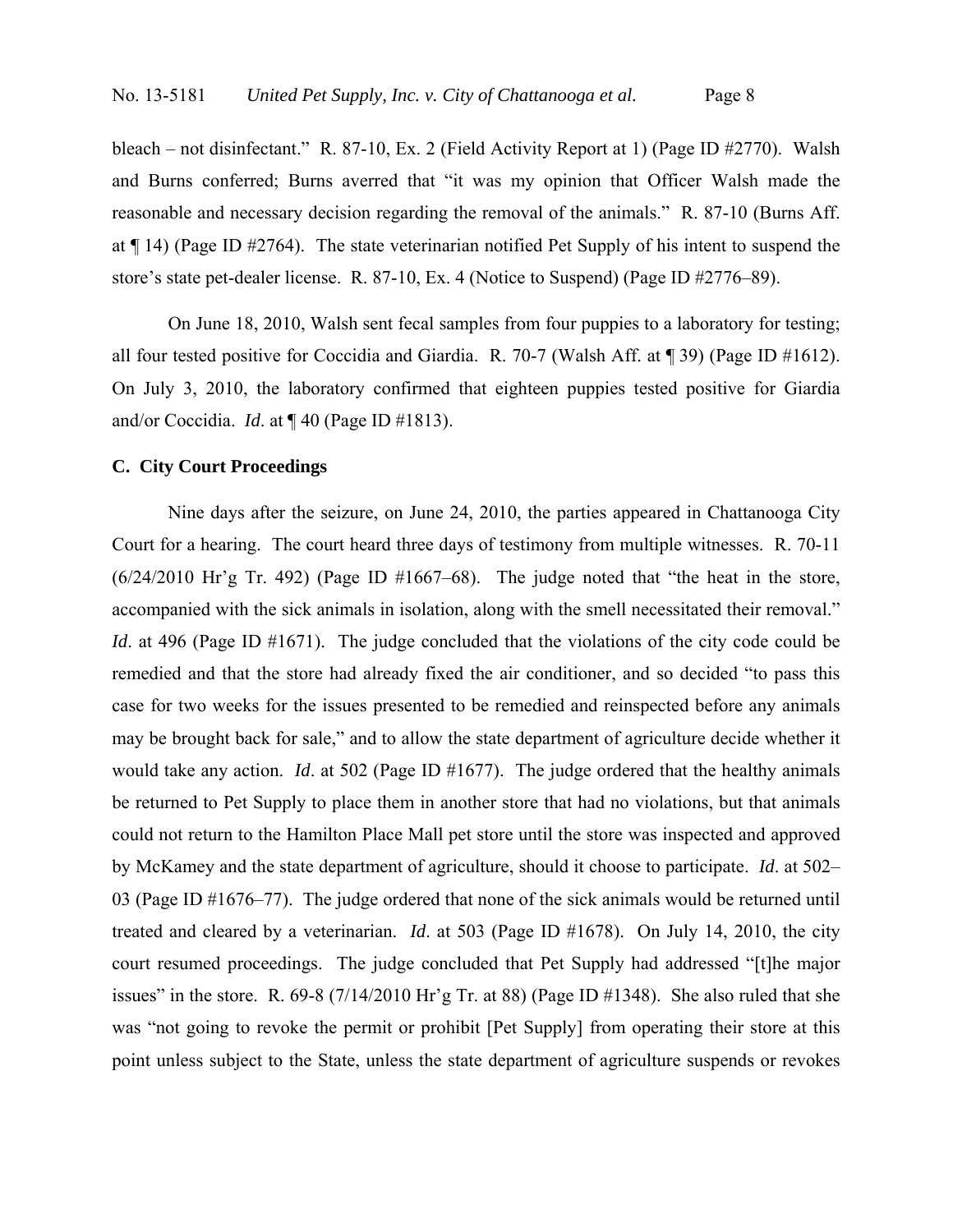bleach – not disinfectant." R. 87-10, Ex. 2 (Field Activity Report at 1) (Page ID #2770). Walsh and Burns conferred; Burns averred that "it was my opinion that Officer Walsh made the reasonable and necessary decision regarding the removal of the animals." R. 87-10 (Burns Aff. at ¶ 14) (Page ID #2764). The state veterinarian notified Pet Supply of his intent to suspend the store's state pet-dealer license. R. 87-10, Ex. 4 (Notice to Suspend) (Page ID #2776–89).

On June 18, 2010, Walsh sent fecal samples from four puppies to a laboratory for testing; all four tested positive for Coccidia and Giardia. R. 70-7 (Walsh Aff. at ¶ 39) (Page ID #1612). On July 3, 2010, the laboratory confirmed that eighteen puppies tested positive for Giardia and/or Coccidia. *Id*. at ¶ 40 (Page ID #1813).

**C. City Court Proceedings**

Nine days after the seizure, on June 24, 2010, the parties appeared in Chattanooga City Court for a hearing. The court heard three days of testimony from multiple witnesses. R. 70-11 (6/24/2010 Hr'g Tr. 492) (Page ID #1667–68). The judge noted that "the heat in the store, accompanied with the sick animals in isolation, along with the smell necessitated their removal." *Id*. at 496 (Page ID #1671). The judge concluded that the violations of the city code could be remedied and that the store had already fixed the air conditioner, and so decided "to pass this case for two weeks for the issues presented to be remedied and reinspected before any animals may be brought back for sale," and to allow the state department of agriculture decide whether it would take any action. *Id*. at 502 (Page ID #1677). The judge ordered that the healthy animals be returned to Pet Supply to place them in another store that had no violations, but that animals could not return to the Hamilton Place Mall pet store until the store was inspected and approved by McKamey and the state department of agriculture, should it choose to participate. *Id*. at 502–03 (Page ID #1676–77). The judge ordered that none of the sick animals would be returned until treated and cleared by a veterinarian. *Id*. at 503 (Page ID #1678). On July 14, 2010, the city court resumed proceedings. The judge concluded that Pet Supply had addressed "[t]he major issues" in the store. R. 69-8 (7/14/2010 Hr'g Tr. at 88) (Page ID #1348). She also ruled that she was "not going to revoke the permit or prohibit [Pet Supply] from operating their store at this point unless subject to the State, unless the state department of agriculture suspends or revokes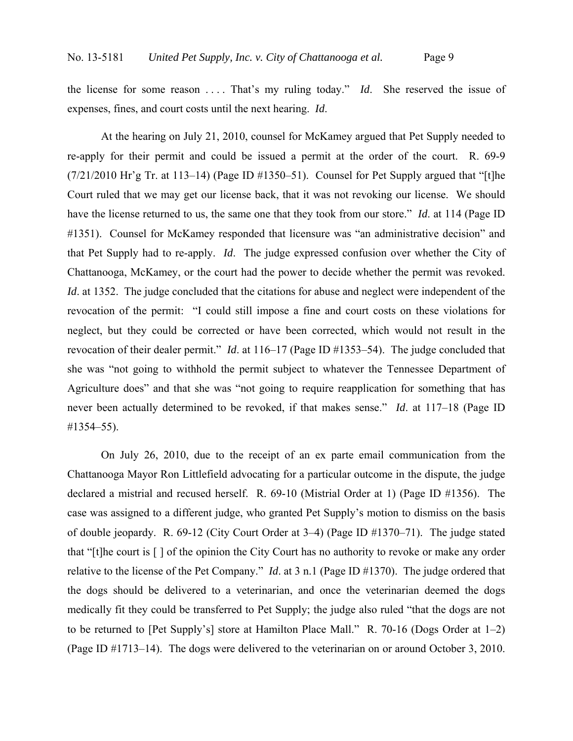the license for some reason . . . . That's my ruling today." *Id*. She reserved the issue of expenses, fines, and court costs until the next hearing. *Id*.

At the hearing on July 21, 2010, counsel for McKamey argued that Pet Supply needed to re-apply for their permit and could be issued a permit at the order of the court. R. 69-9 (7/21/2010 Hr'g Tr. at 113–14) (Page ID #1350–51). Counsel for Pet Supply argued that "[t]he Court ruled that we may get our license back, that it was not revoking our license. We should have the license returned to us, the same one that they took from our store." *Id*. at 114 (Page ID #1351). Counsel for McKamey responded that licensure was "an administrative decision" and that Pet Supply had to re-apply. *Id*. The judge expressed confusion over whether the City of Chattanooga, McKamey, or the court had the power to decide whether the permit was revoked. *Id*. at 1352. The judge concluded that the citations for abuse and neglect were independent of the revocation of the permit: "I could still impose a fine and court costs on these violations for neglect, but they could be corrected or have been corrected, which would not result in the revocation of their dealer permit." *Id*. at 116–17 (Page ID #1353–54). The judge concluded that she was "not going to withhold the permit subject to whatever the Tennessee Department of Agriculture does" and that she was "not going to require reapplication for something that has never been actually determined to be revoked, if that makes sense." *Id*. at 117–18 (Page ID #1354–55).

On July 26, 2010, due to the receipt of an ex parte email communication from the Chattanooga Mayor Ron Littlefield advocating for a particular outcome in the dispute, the judge declared a mistrial and recused herself. R. 69-10 (Mistrial Order at 1) (Page ID #1356). The case was assigned to a different judge, who granted Pet Supply's motion to dismiss on the basis of double jeopardy. R. 69-12 (City Court Order at 3–4) (Page ID #1370–71). The judge stated that "[t]he court is [ ] of the opinion the City Court has no authority to revoke or make any order relative to the license of the Pet Company." *Id*. at 3 n.1 (Page ID #1370). The judge ordered that the dogs should be delivered to a veterinarian, and once the veterinarian deemed the dogs medically fit they could be transferred to Pet Supply; the judge also ruled "that the dogs are not to be returned to [Pet Supply's] store at Hamilton Place Mall." R. 70-16 (Dogs Order at 1–2) (Page ID #1713–14). The dogs were delivered to the veterinarian on or around October 3, 2010.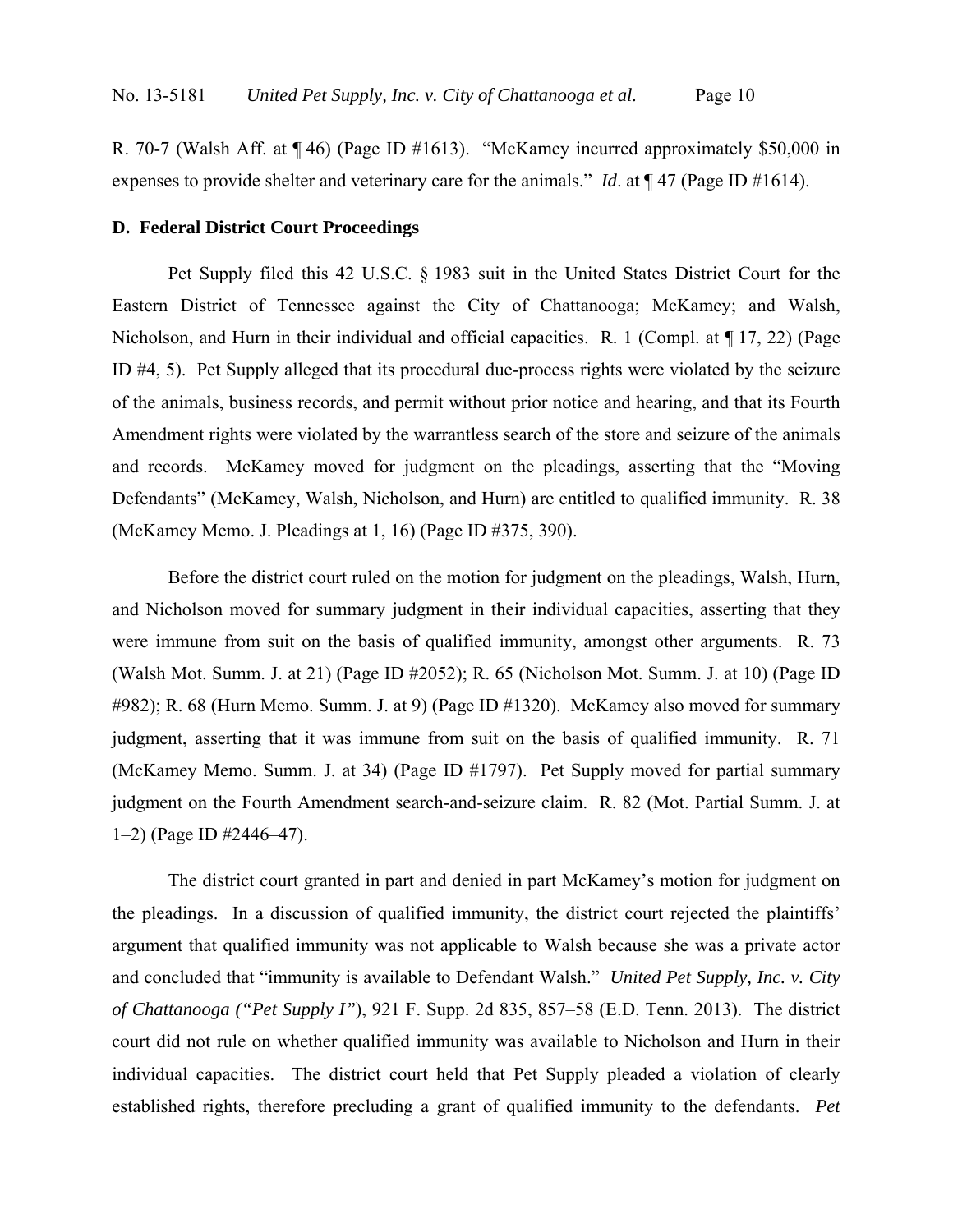R. 70-7 (Walsh Aff. at ¶ 46) (Page ID #1613). "McKamey incurred approximately $50,000 in expenses to provide shelter and veterinary care for the animals." *Id*. at ¶ 47 (Page ID #1614).

**D. Federal District Court Proceedings**

Pet Supply filed this 42 U.S.C. § 1983 suit in the United States District Court for the Eastern District of Tennessee against the City of Chattanooga; McKamey; and Walsh, Nicholson, and Hurn in their individual and official capacities. R. 1 (Compl. at ¶ 17, 22) (Page ID #4, 5). Pet Supply alleged that its procedural due-process rights were violated by the seizure of the animals, business records, and permit without prior notice and hearing, and that its Fourth Amendment rights were violated by the warrantless search of the store and seizure of the animals and records. McKamey moved for judgment on the pleadings, asserting that the "Moving Defendants" (McKamey, Walsh, Nicholson, and Hurn) are entitled to qualified immunity. R. 38 (McKamey Memo. J. Pleadings at 1, 16) (Page ID #375, 390).

Before the district court ruled on the motion for judgment on the pleadings, Walsh, Hurn, and Nicholson moved for summary judgment in their individual capacities, asserting that they were immune from suit on the basis of qualified immunity, amongst other arguments. R. 73 (Walsh Mot. Summ. J. at 21) (Page ID #2052); R. 65 (Nicholson Mot. Summ. J. at 10) (Page ID #982); R. 68 (Hurn Memo. Summ. J. at 9) (Page ID #1320). McKamey also moved for summary judgment, asserting that it was immune from suit on the basis of qualified immunity. R. 71 (McKamey Memo. Summ. J. at 34) (Page ID #1797). Pet Supply moved for partial summary judgment on the Fourth Amendment search-and-seizure claim. R. 82 (Mot. Partial Summ. J. at 1–2) (Page ID #2446–47).

The district court granted in part and denied in part McKamey's motion for judgment on the pleadings. In a discussion of qualified immunity, the district court rejected the plaintiffs' argument that qualified immunity was not applicable to Walsh because she was a private actor and concluded that "immunity is available to Defendant Walsh." *United Pet Supply, Inc. v. City of Chattanooga ("Pet Supply I")*, 921 F. Supp. 2d 835, 857–58 (E.D. Tenn. 2013). The district court did not rule on whether qualified immunity was available to Nicholson and Hurn in their individual capacities. The district court held that Pet Supply pleaded a violation of clearly established rights, therefore precluding a grant of qualified immunity to the defendants. *Pet*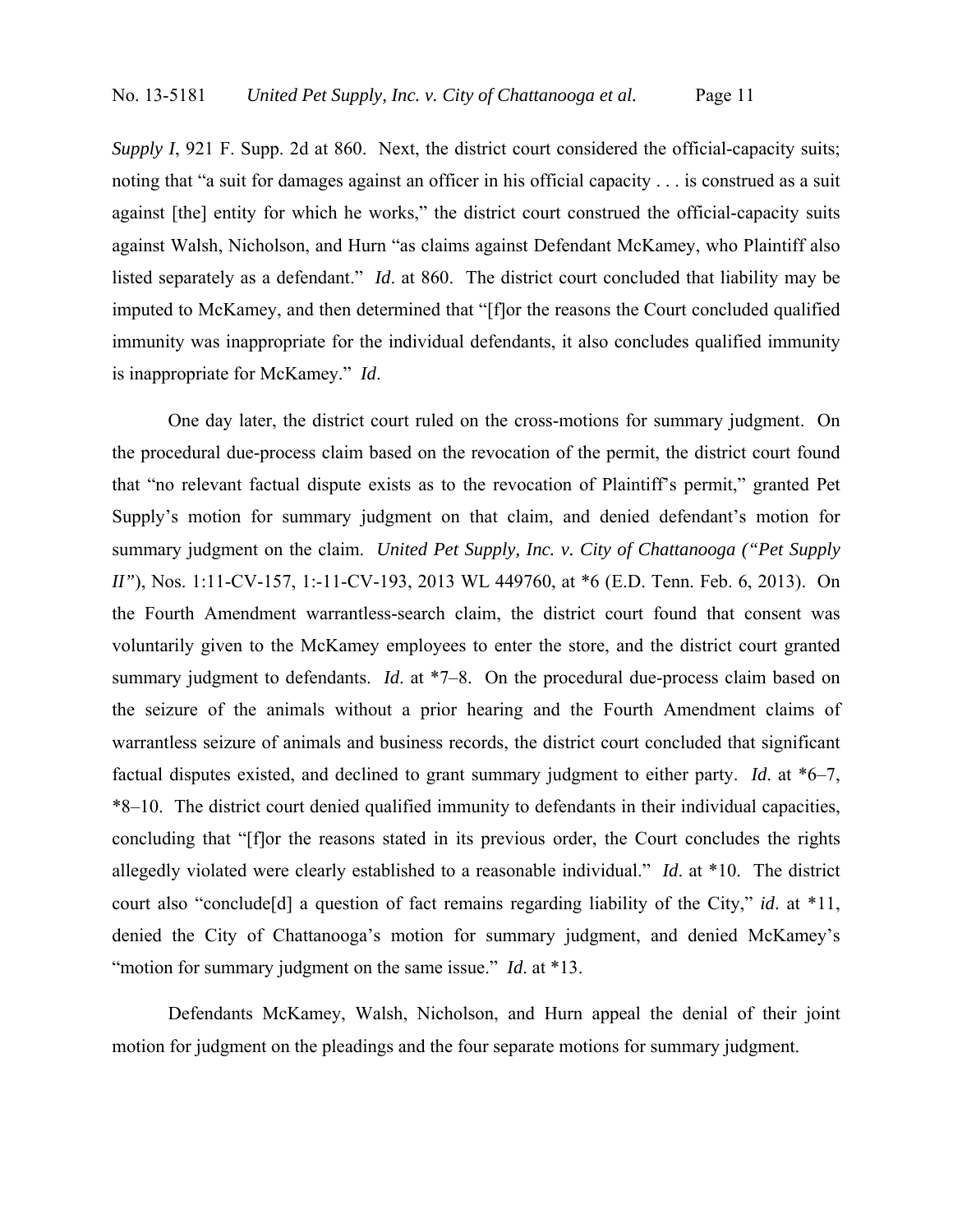*Supply I*, 921 F. Supp. 2d at 860. Next, the district court considered the official-capacity suits; noting that "a suit for damages against an officer in his official capacity . . . is construed as a suit against [the] entity for which he works," the district court construed the official-capacity suits against Walsh, Nicholson, and Hurn "as claims against Defendant McKamey, who Plaintiff also listed separately as a defendant." *Id*. at 860. The district court concluded that liability may be imputed to McKamey, and then determined that "[f]or the reasons the Court concluded qualified immunity was inappropriate for the individual defendants, it also concludes qualified immunity is inappropriate for McKamey." *Id*.

One day later, the district court ruled on the cross-motions for summary judgment. On the procedural due-process claim based on the revocation of the permit, the district court found that "no relevant factual dispute exists as to the revocation of Plaintiff's permit," granted Pet Supply's motion for summary judgment on that claim, and denied defendant's motion for summary judgment on the claim. *United Pet Supply, Inc. v. City of Chattanooga ("Pet Supply II")*, Nos. 1:11-CV-157, 1:-11-CV-193, 2013 WL 449760, at *6 (E.D. Tenn. Feb. 6, 2013). On the Fourth Amendment warrantless-search claim, the district court found that consent was voluntarily given to the McKamey employees to enter the store, and the district court granted summary judgment to defendants. *Id*. at *7–8. On the procedural due-process claim based on the seizure of the animals without a prior hearing and the Fourth Amendment claims of warrantless seizure of animals and business records, the district court concluded that significant factual disputes existed, and declined to grant summary judgment to either party. *Id*. at *6–7, *8–10. The district court denied qualified immunity to defendants in their individual capacities, concluding that "[f]or the reasons stated in its previous order, the Court concludes the rights allegedly violated were clearly established to a reasonable individual." *Id*. at *10. The district court also "conclude[d] a question of fact remains regarding liability of the City," *id*. at *11, denied the City of Chattanooga's motion for summary judgment, and denied McKamey's "motion for summary judgment on the same issue." *Id*. at *13.

Defendants McKamey, Walsh, Nicholson, and Hurn appeal the denial of their joint motion for judgment on the pleadings and the four separate motions for summary judgment.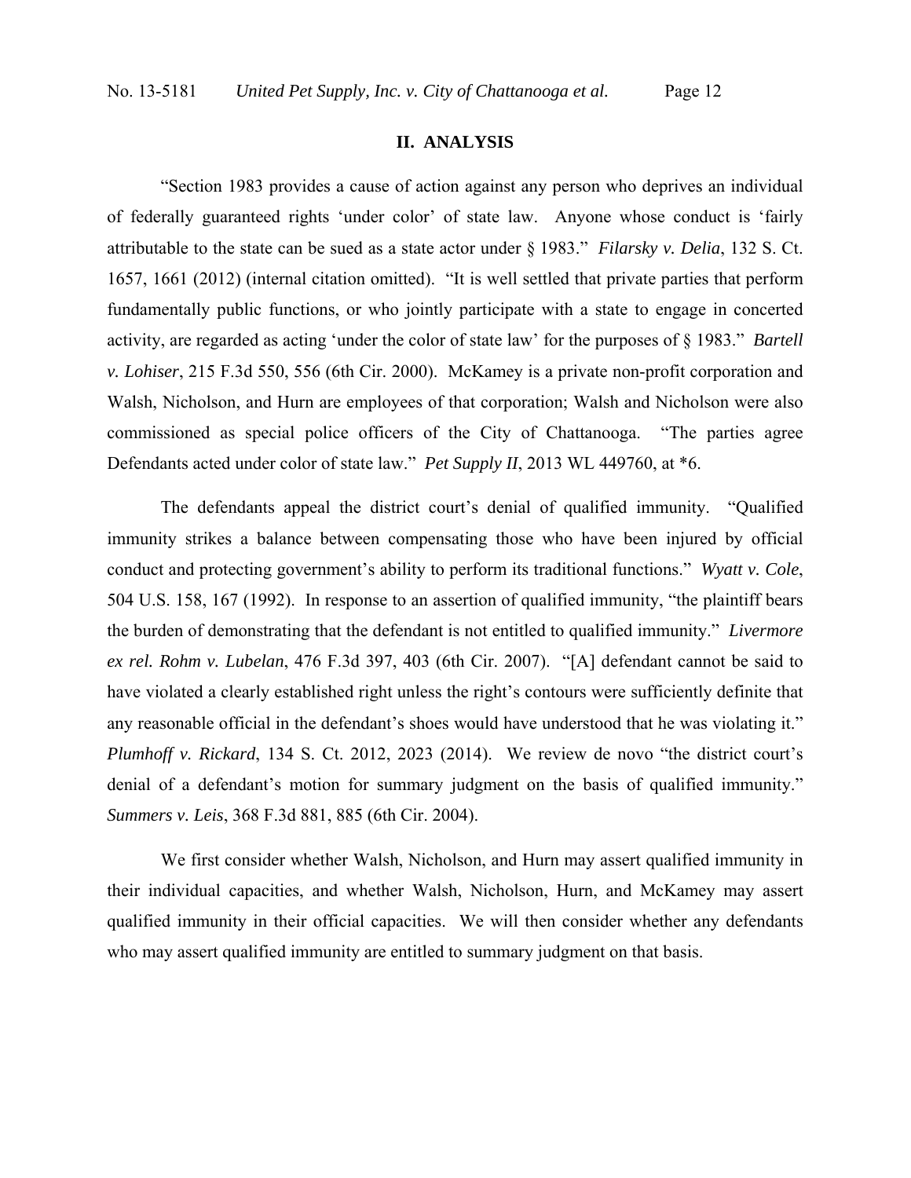## II. ANALYSIS

"Section 1983 provides a cause of action against any person who deprives an individual of federally guaranteed rights 'under color' of state law. Anyone whose conduct is 'fairly attributable to the state can be sued as a state actor under § 1983." *Filarsky v. Delia*, 132 S. Ct. 1657, 1661 (2012) (internal citation omitted). "It is well settled that private parties that perform fundamentally public functions, or who jointly participate with a state to engage in concerted activity, are regarded as acting 'under the color of state law' for the purposes of § 1983." *Bartell v. Lohiser*, 215 F.3d 550, 556 (6th Cir. 2000). McKamey is a private non-profit corporation and Walsh, Nicholson, and Hurn are employees of that corporation; Walsh and Nicholson were also commissioned as special police officers of the City of Chattanooga. "The parties agree Defendants acted under color of state law." *Pet Supply II*, 2013 WL 449760, at *6.

The defendants appeal the district court's denial of qualified immunity. "Qualified immunity strikes a balance between compensating those who have been injured by official conduct and protecting government's ability to perform its traditional functions." *Wyatt v. Cole*, 504 U.S. 158, 167 (1992). In response to an assertion of qualified immunity, "the plaintiff bears the burden of demonstrating that the defendant is not entitled to qualified immunity." *Livermore ex rel. Rohm v. Lubelan*, 476 F.3d 397, 403 (6th Cir. 2007). "[A] defendant cannot be said to have violated a clearly established right unless the right's contours were sufficiently definite that any reasonable official in the defendant's shoes would have understood that he was violating it." *Plumhoff v. Rickard*, 134 S. Ct. 2012, 2023 (2014). We review de novo "the district court's denial of a defendant's motion for summary judgment on the basis of qualified immunity." *Summers v. Leis*, 368 F.3d 881, 885 (6th Cir. 2004).

We first consider whether Walsh, Nicholson, and Hurn may assert qualified immunity in their individual capacities, and whether Walsh, Nicholson, Hurn, and McKamey may assert qualified immunity in their official capacities. We will then consider whether any defendants who may assert qualified immunity are entitled to summary judgment on that basis.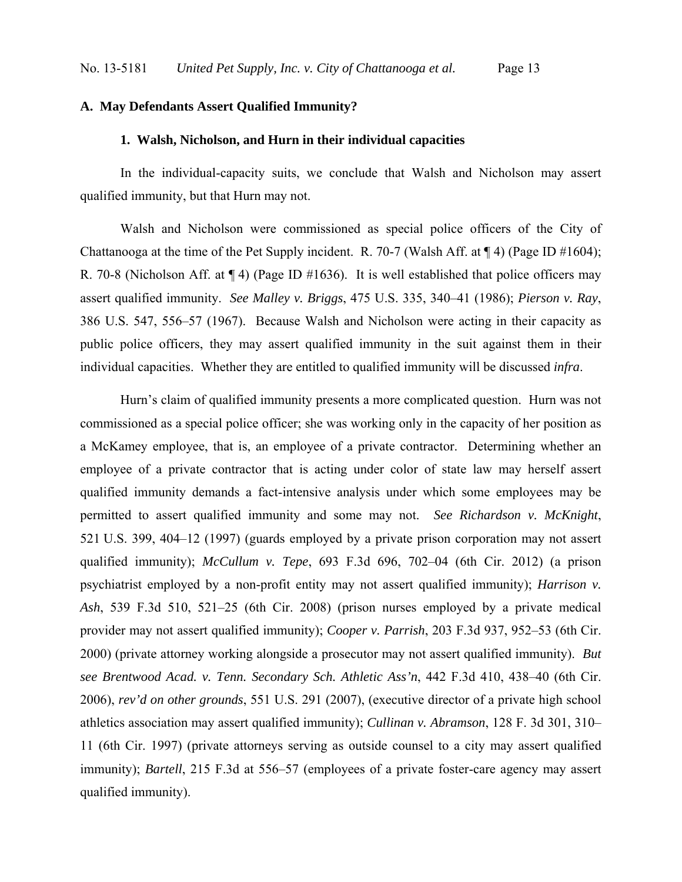### A. May Defendants Assert Qualified Immunity?

#### 1. Walsh, Nicholson, and Hurn in their individual capacities

In the individual-capacity suits, we conclude that Walsh and Nicholson may assert qualified immunity, but that Hurn may not.

Walsh and Nicholson were commissioned as special police officers of the City of Chattanooga at the time of the Pet Supply incident. R. 70-7 (Walsh Aff. at ¶ 4) (Page ID #1604); R. 70-8 (Nicholson Aff. at ¶ 4) (Page ID #1636). It is well established that police officers may assert qualified immunity. *See Malley v. Briggs*, 475 U.S. 335, 340–41 (1986); *Pierson v. Ray*, 386 U.S. 547, 556–57 (1967). Because Walsh and Nicholson were acting in their capacity as public police officers, they may assert qualified immunity in the suit against them in their individual capacities. Whether they are entitled to qualified immunity will be discussed *infra*.

Hurn's claim of qualified immunity presents a more complicated question. Hurn was not commissioned as a special police officer; she was working only in the capacity of her position as a McKamey employee, that is, an employee of a private contractor. Determining whether an employee of a private contractor that is acting under color of state law may herself assert qualified immunity demands a fact-intensive analysis under which some employees may be permitted to assert qualified immunity and some may not. *See Richardson v. McKnight*, 521 U.S. 399, 404–12 (1997) (guards employed by a private prison corporation may not assert qualified immunity); *McCullum v. Tepe*, 693 F.3d 696, 702–04 (6th Cir. 2012) (a prison psychiatrist employed by a non-profit entity may not assert qualified immunity); *Harrison v. Ash*, 539 F.3d 510, 521–25 (6th Cir. 2008) (prison nurses employed by a private medical provider may not assert qualified immunity); *Cooper v. Parrish*, 203 F.3d 937, 952–53 (6th Cir. 2000) (private attorney working alongside a prosecutor may not assert qualified immunity). *But see Brentwood Acad. v. Tenn. Secondary Sch. Athletic Ass'n*, 442 F.3d 410, 438–40 (6th Cir. 2006), *rev'd on other grounds*, 551 U.S. 291 (2007), (executive director of a private high school athletics association may assert qualified immunity); *Cullinan v. Abramson*, 128 F. 3d 301, 310–11 (6th Cir. 1997) (private attorneys serving as outside counsel to a city may assert qualified immunity); *Bartell*, 215 F.3d at 556–57 (employees of a private foster-care agency may assert qualified immunity).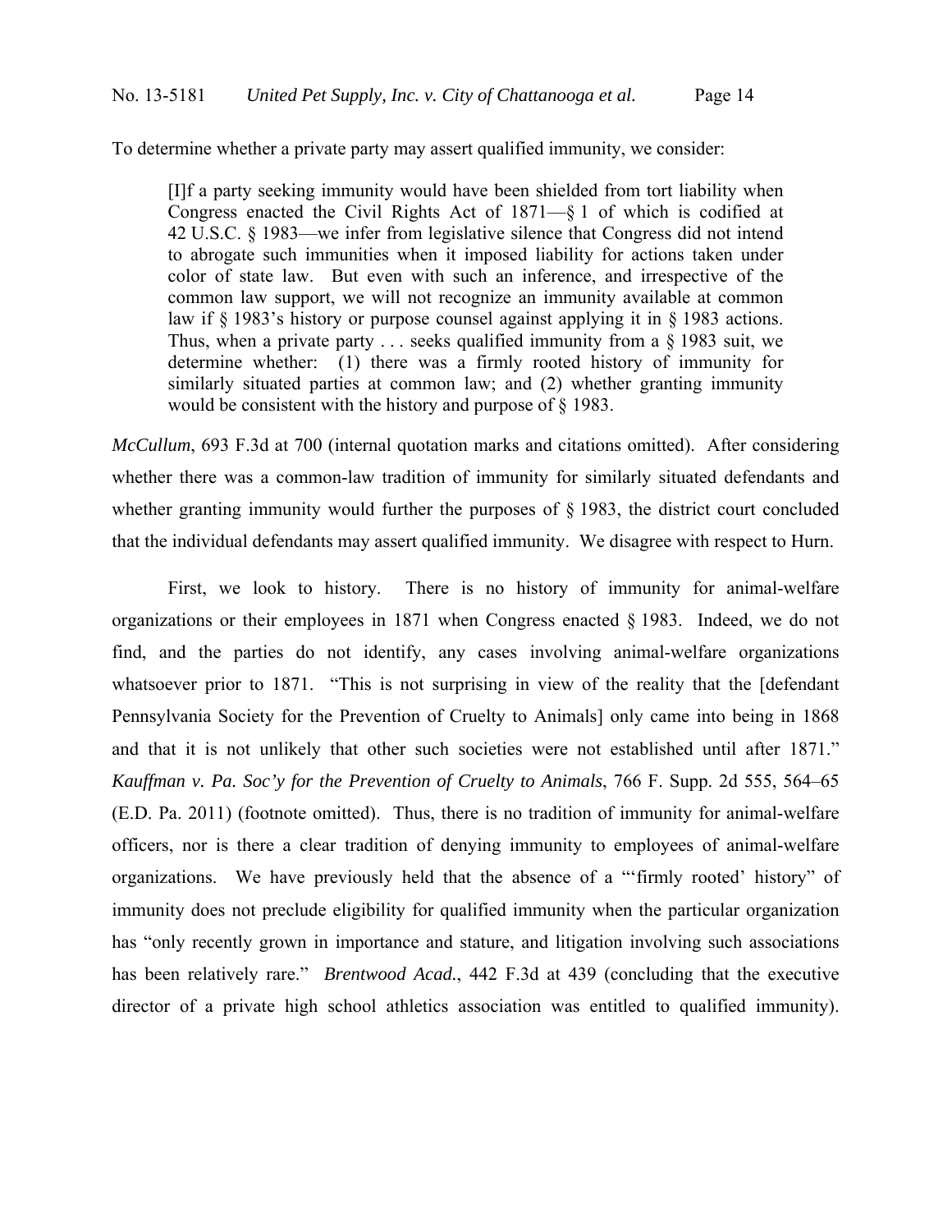To determine whether a private party may assert qualified immunity, we consider:

> [I]f a party seeking immunity would have been shielded from tort liability when Congress enacted the Civil Rights Act of 1871—§ 1 of which is codified at 42 U.S.C. § 1983—we infer from legislative silence that Congress did not intend to abrogate such immunities when it imposed liability for actions taken under color of state law. But even with such an inference, and irrespective of the common law support, we will not recognize an immunity available at common law if § 1983's history or purpose counsel against applying it in § 1983 actions. Thus, when a private party . . . seeks qualified immunity from a § 1983 suit, we determine whether: (1) there was a firmly rooted history of immunity for similarly situated parties at common law; and (2) whether granting immunity would be consistent with the history and purpose of § 1983.

*McCullum*, 693 F.3d at 700 (internal quotation marks and citations omitted). After considering whether there was a common-law tradition of immunity for similarly situated defendants and whether granting immunity would further the purposes of § 1983, the district court concluded that the individual defendants may assert qualified immunity. We disagree with respect to Hurn.

First, we look to history. There is no history of immunity for animal-welfare organizations or their employees in 1871 when Congress enacted § 1983. Indeed, we do not find, and the parties do not identify, any cases involving animal-welfare organizations whatsoever prior to 1871. "This is not surprising in view of the reality that the [defendant Pennsylvania Society for the Prevention of Cruelty to Animals] only came into being in 1868 and that it is not unlikely that other such societies were not established until after 1871." *Kauffman v. Pa. Soc'y for the Prevention of Cruelty to Animals*, 766 F. Supp. 2d 555, 564–65 (E.D. Pa. 2011) (footnote omitted). Thus, there is no tradition of immunity for animal-welfare officers, nor is there a clear tradition of denying immunity to employees of animal-welfare organizations. We have previously held that the absence of a "'firmly rooted' history" of immunity does not preclude eligibility for qualified immunity when the particular organization has "only recently grown in importance and stature, and litigation involving such associations has been relatively rare." *Brentwood Acad.*, 442 F.3d at 439 (concluding that the executive director of a private high school athletics association was entitled to qualified immunity).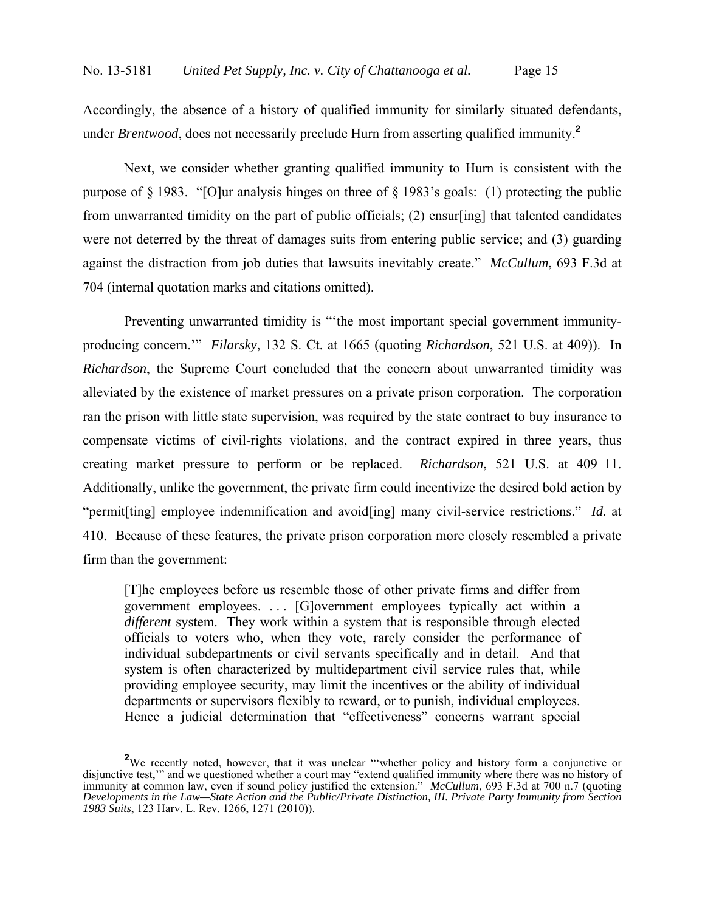Accordingly, the absence of a history of qualified immunity for similarly situated defendants, under *Brentwood*, does not necessarily preclude Hurn from asserting qualified immunity.[2]

Next, we consider whether granting qualified immunity to Hurn is consistent with the purpose of § 1983. "[O]ur analysis hinges on three of § 1983's goals: (1) protecting the public from unwarranted timidity on the part of public officials; (2) ensur[ing] that talented candidates were not deterred by the threat of damages suits from entering public service; and (3) guarding against the distraction from job duties that lawsuits inevitably create." *McCullum*, 693 F.3d at 704 (internal quotation marks and citations omitted).

Preventing unwarranted timidity is "'the most important special government immunity-producing concern.'" *Filarsky*, 132 S. Ct. at 1665 (quoting *Richardson*, 521 U.S. at 409)). In *Richardson*, the Supreme Court concluded that the concern about unwarranted timidity was alleviated by the existence of market pressures on a private prison corporation. The corporation ran the prison with little state supervision, was required by the state contract to buy insurance to compensate victims of civil-rights violations, and the contract expired in three years, thus creating market pressure to perform or be replaced. *Richardson*, 521 U.S. at 409–11. Additionally, unlike the government, the private firm could incentivize the desired bold action by "permit[ting] employee indemnification and avoid[ing] many civil-service restrictions." *Id.* at 410. Because of these features, the private prison corporation more closely resembled a private firm than the government:

> [T]he employees before us resemble those of other private firms and differ from government employees. . . . [G]overnment employees typically act within a *different* system. They work within a system that is responsible through elected officials to voters who, when they vote, rarely consider the performance of individual subdepartments or civil servants specifically and in detail. And that system is often characterized by multidepartment civil service rules that, while providing employee security, may limit the incentives or the ability of individual departments or supervisors flexibly to reward, or to punish, individual employees. Hence a judicial determination that "effectiveness" concerns warrant special

---

[2] We recently noted, however, that it was unclear "'whether policy and history form a conjunctive or disjunctive test,'" and we questioned whether a court may "extend qualified immunity where there was no history of immunity at common law, even if sound policy justified the extension." *McCullum*, 693 F.3d at 700 n.7 (quoting *Developments in the Law—State Action and the Public/Private Distinction, III. Private Party Immunity from Section 1983 Suits*, 123 Harv. L. Rev. 1266, 1271 (2010)).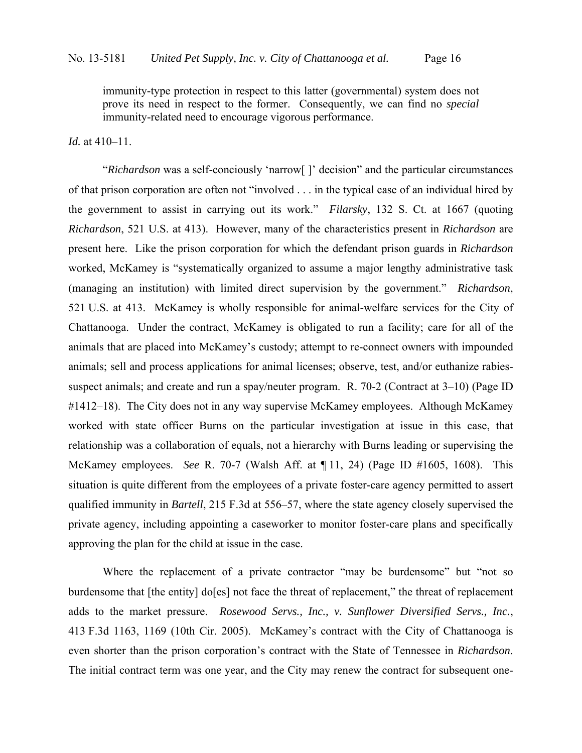immunity-type protection in respect to this latter (governmental) system does not prove its need in respect to the former. Consequently, we can find no *special* immunity-related need to encourage vigorous performance.

*Id.* at 410–11.

"*Richardson* was a self-conciously 'narrow[ ]' decision" and the particular circumstances of that prison corporation are often not "involved . . . in the typical case of an individual hired by the government to assist in carrying out its work." *Filarsky*, 132 S. Ct. at 1667 (quoting *Richardson*, 521 U.S. at 413). However, many of the characteristics present in *Richardson* are present here. Like the prison corporation for which the defendant prison guards in *Richardson* worked, McKamey is "systematically organized to assume a major lengthy administrative task (managing an institution) with limited direct supervision by the government." *Richardson*, 521 U.S. at 413. McKamey is wholly responsible for animal-welfare services for the City of Chattanooga. Under the contract, McKamey is obligated to run a facility; care for all of the animals that are placed into McKamey's custody; attempt to re-connect owners with impounded animals; sell and process applications for animal licenses; observe, test, and/or euthanize rabies-suspect animals; and create and run a spay/neuter program. R. 70-2 (Contract at 3–10) (Page ID #1412–18). The City does not in any way supervise McKamey employees. Although McKamey worked with state officer Burns on the particular investigation at issue in this case, that relationship was a collaboration of equals, not a hierarchy with Burns leading or supervising the McKamey employees. *See* R. 70-7 (Walsh Aff. at ¶ 11, 24) (Page ID #1605, 1608). This situation is quite different from the employees of a private foster-care agency permitted to assert qualified immunity in *Bartell*, 215 F.3d at 556–57, where the state agency closely supervised the private agency, including appointing a caseworker to monitor foster-care plans and specifically approving the plan for the child at issue in the case.

Where the replacement of a private contractor "may be burdensome" but "not so burdensome that [the entity] do[es] not face the threat of replacement," the threat of replacement adds to the market pressure. *Rosewood Servs., Inc., v. Sunflower Diversified Servs., Inc.*, 413 F.3d 1163, 1169 (10th Cir. 2005). McKamey's contract with the City of Chattanooga is even shorter than the prison corporation's contract with the State of Tennessee in *Richardson*. The initial contract term was one year, and the City may renew the contract for subsequent one-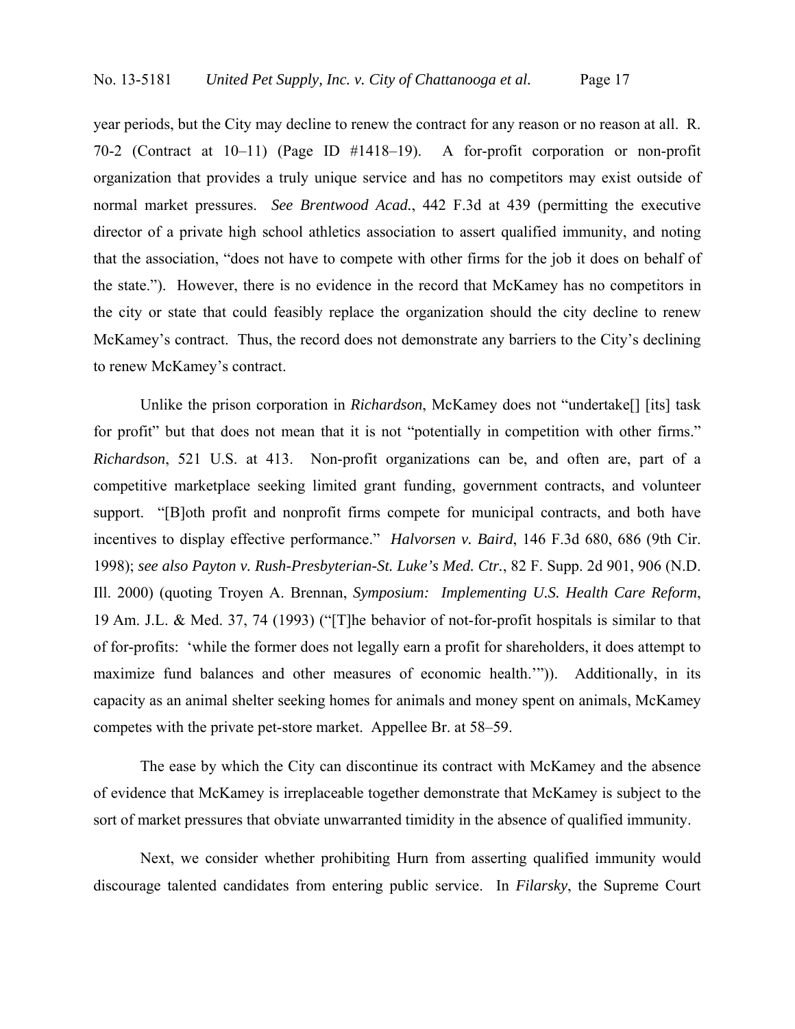year periods, but the City may decline to renew the contract for any reason or no reason at all. R. 70-2 (Contract at 10–11) (Page ID #1418–19). A for-profit corporation or non-profit organization that provides a truly unique service and has no competitors may exist outside of normal market pressures. *See Brentwood Acad.*, 442 F.3d at 439 (permitting the executive director of a private high school athletics association to assert qualified immunity, and noting that the association, "does not have to compete with other firms for the job it does on behalf of the state."). However, there is no evidence in the record that McKamey has no competitors in the city or state that could feasibly replace the organization should the city decline to renew McKamey's contract. Thus, the record does not demonstrate any barriers to the City's declining to renew McKamey's contract.

Unlike the prison corporation in *Richardson*, McKamey does not "undertake[] [its] task for profit" but that does not mean that it is not "potentially in competition with other firms." *Richardson*, 521 U.S. at 413. Non-profit organizations can be, and often are, part of a competitive marketplace seeking limited grant funding, government contracts, and volunteer support. "[B]oth profit and nonprofit firms compete for municipal contracts, and both have incentives to display effective performance." *Halvorsen v. Baird*, 146 F.3d 680, 686 (9th Cir. 1998); *see also Payton v. Rush-Presbyterian-St. Luke's Med. Ctr.*, 82 F. Supp. 2d 901, 906 (N.D. Ill. 2000) (quoting Troyen A. Brennan, *Symposium: Implementing U.S. Health Care Reform*, 19 Am. J.L. & Med. 37, 74 (1993) ("[T]he behavior of not-for-profit hospitals is similar to that of for-profits: 'while the former does not legally earn a profit for shareholders, it does attempt to maximize fund balances and other measures of economic health.'")). Additionally, in its capacity as an animal shelter seeking homes for animals and money spent on animals, McKamey competes with the private pet-store market. Appellee Br. at 58–59.

The ease by which the City can discontinue its contract with McKamey and the absence of evidence that McKamey is irreplaceable together demonstrate that McKamey is subject to the sort of market pressures that obviate unwarranted timidity in the absence of qualified immunity.

Next, we consider whether prohibiting Hurn from asserting qualified immunity would discourage talented candidates from entering public service. In *Filarsky*, the Supreme Court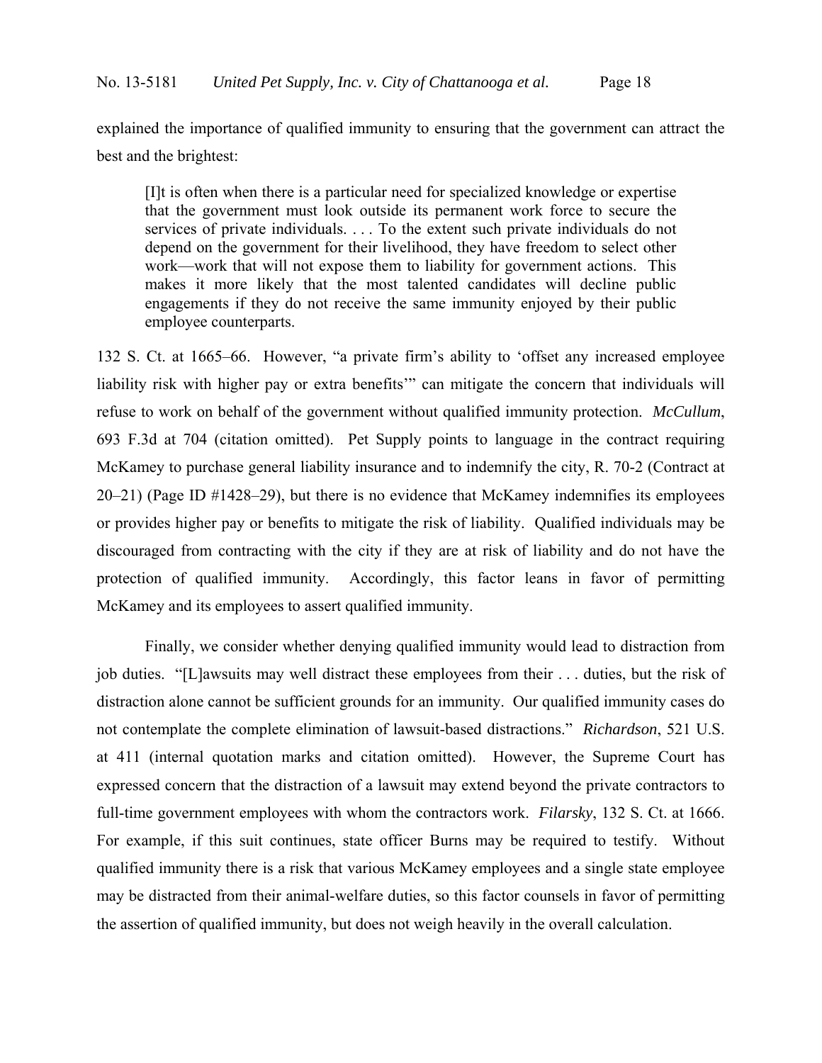explained the importance of qualified immunity to ensuring that the government can attract the best and the brightest:

> [I]t is often when there is a particular need for specialized knowledge or expertise that the government must look outside its permanent work force to secure the services of private individuals. . . . To the extent such private individuals do not depend on the government for their livelihood, they have freedom to select other work—work that will not expose them to liability for government actions. This makes it more likely that the most talented candidates will decline public engagements if they do not receive the same immunity enjoyed by their public employee counterparts.

132 S. Ct. at 1665–66. However, "a private firm's ability to 'offset any increased employee liability risk with higher pay or extra benefits'" can mitigate the concern that individuals will refuse to work on behalf of the government without qualified immunity protection. *McCullum*, 693 F.3d at 704 (citation omitted). Pet Supply points to language in the contract requiring McKamey to purchase general liability insurance and to indemnify the city, R. 70-2 (Contract at 20–21) (Page ID #1428–29), but there is no evidence that McKamey indemnifies its employees or provides higher pay or benefits to mitigate the risk of liability. Qualified individuals may be discouraged from contracting with the city if they are at risk of liability and do not have the protection of qualified immunity. Accordingly, this factor leans in favor of permitting McKamey and its employees to assert qualified immunity.

Finally, we consider whether denying qualified immunity would lead to distraction from job duties. "[L]awsuits may well distract these employees from their . . . duties, but the risk of distraction alone cannot be sufficient grounds for an immunity. Our qualified immunity cases do not contemplate the complete elimination of lawsuit-based distractions." *Richardson*, 521 U.S. at 411 (internal quotation marks and citation omitted). However, the Supreme Court has expressed concern that the distraction of a lawsuit may extend beyond the private contractors to full-time government employees with whom the contractors work. *Filarsky*, 132 S. Ct. at 1666. For example, if this suit continues, state officer Burns may be required to testify. Without qualified immunity there is a risk that various McKamey employees and a single state employee may be distracted from their animal-welfare duties, so this factor counsels in favor of permitting the assertion of qualified immunity, but does not weigh heavily in the overall calculation.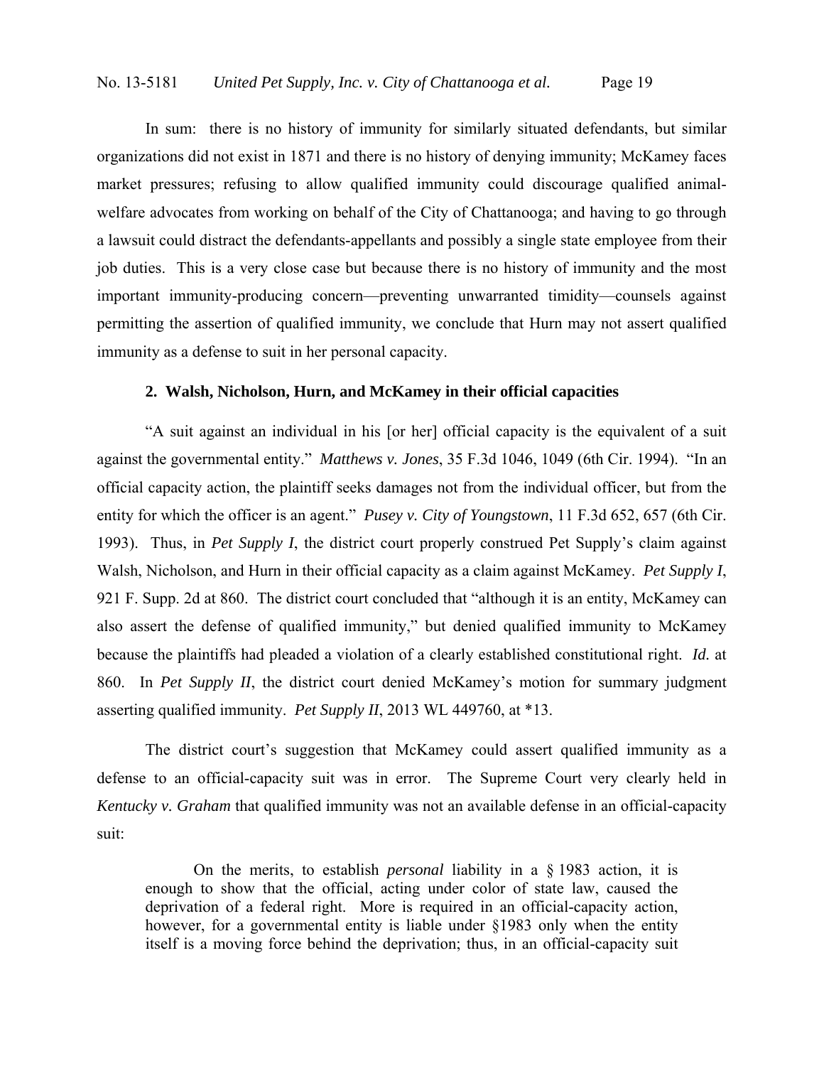In sum: there is no history of immunity for similarly situated defendants, but similar organizations did not exist in 1871 and there is no history of denying immunity; McKamey faces market pressures; refusing to allow qualified immunity could discourage qualified animal-welfare advocates from working on behalf of the City of Chattanooga; and having to go through a lawsuit could distract the defendants-appellants and possibly a single state employee from their job duties. This is a very close case but because there is no history of immunity and the most important immunity-producing concern—preventing unwarranted timidity—counsels against permitting the assertion of qualified immunity, we conclude that Hurn may not assert qualified immunity as a defense to suit in her personal capacity.

### 2. Walsh, Nicholson, Hurn, and McKamey in their official capacities

"A suit against an individual in his [or her] official capacity is the equivalent of a suit against the governmental entity." *Matthews v. Jones*, 35 F.3d 1046, 1049 (6th Cir. 1994). "In an official capacity action, the plaintiff seeks damages not from the individual officer, but from the entity for which the officer is an agent." *Pusey v. City of Youngstown*, 11 F.3d 652, 657 (6th Cir. 1993). Thus, in *Pet Supply I*, the district court properly construed Pet Supply's claim against Walsh, Nicholson, and Hurn in their official capacity as a claim against McKamey. *Pet Supply I*, 921 F. Supp. 2d at 860. The district court concluded that "although it is an entity, McKamey can also assert the defense of qualified immunity," but denied qualified immunity to McKamey because the plaintiffs had pleaded a violation of a clearly established constitutional right. *Id.* at 860. In *Pet Supply II*, the district court denied McKamey's motion for summary judgment asserting qualified immunity. *Pet Supply II*, 2013 WL 449760, at *13.

The district court's suggestion that McKamey could assert qualified immunity as a defense to an official-capacity suit was in error. The Supreme Court very clearly held in *Kentucky v. Graham* that qualified immunity was not an available defense in an official-capacity suit:

> On the merits, to establish *personal* liability in a § 1983 action, it is enough to show that the official, acting under color of state law, caused the deprivation of a federal right. More is required in an official-capacity action, however, for a governmental entity is liable under §1983 only when the entity itself is a moving force behind the deprivation; thus, in an official-capacity suit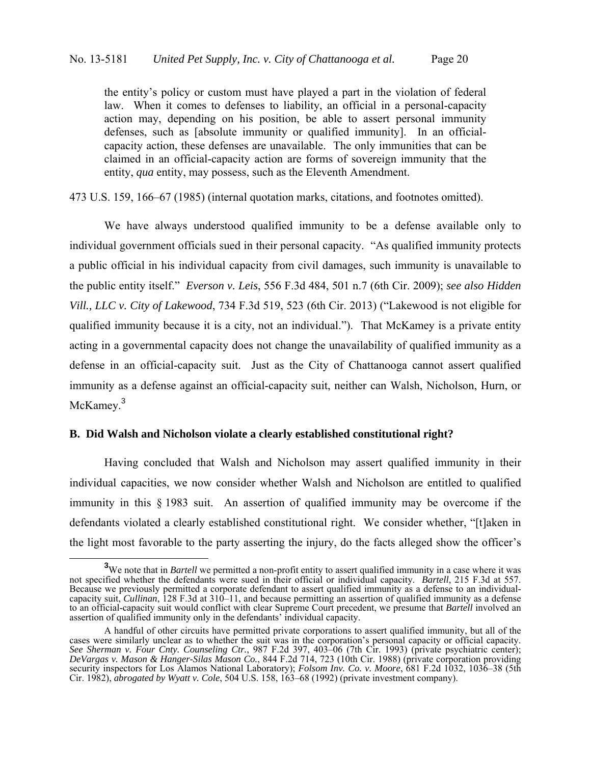> the entity's policy or custom must have played a part in the violation of federal law. When it comes to defenses to liability, an official in a personal-capacity action may, depending on his position, be able to assert personal immunity defenses, such as [absolute immunity or qualified immunity]. In an official-capacity action, these defenses are unavailable. The only immunities that can be claimed in an official-capacity action are forms of sovereign immunity that the entity, *qua* entity, may possess, such as the Eleventh Amendment.

473 U.S. 159, 166–67 (1985) (internal quotation marks, citations, and footnotes omitted).

We have always understood qualified immunity to be a defense available only to individual government officials sued in their personal capacity. "As qualified immunity protects a public official in his individual capacity from civil damages, such immunity is unavailable to the public entity itself." *Everson v. Leis*, 556 F.3d 484, 501 n.7 (6th Cir. 2009); *see also Hidden Vill., LLC v. City of Lakewood*, 734 F.3d 519, 523 (6th Cir. 2013) ("Lakewood is not eligible for qualified immunity because it is a city, not an individual."). That McKamey is a private entity acting in a governmental capacity does not change the unavailability of qualified immunity as a defense in an official-capacity suit. Just as the City of Chattanooga cannot assert qualified immunity as a defense against an official-capacity suit, neither can Walsh, Nicholson, Hurn, or McKamey.[3]

### B. Did Walsh and Nicholson violate a clearly established constitutional right?

Having concluded that Walsh and Nicholson may assert qualified immunity in their individual capacities, we now consider whether Walsh and Nicholson are entitled to qualified immunity in this § 1983 suit. An assertion of qualified immunity may be overcome if the defendants violated a clearly established constitutional right. We consider whether, "[t]aken in the light most favorable to the party asserting the injury, do the facts alleged show the officer's

---

[3] We note that in *Bartell* we permitted a non-profit entity to assert qualified immunity in a case where it was not specified whether the defendants were sued in their official or individual capacity. *Bartell*, 215 F.3d at 557. Because we previously permitted a corporate defendant to assert qualified immunity as a defense to an individual-capacity suit, *Cullinan*, 128 F.3d at 310–11, and because permitting an assertion of qualified immunity as a defense to an official-capacity suit would conflict with clear Supreme Court precedent, we presume that *Bartell* involved an assertion of qualified immunity only in the defendants' individual capacity.

A handful of other circuits have permitted private corporations to assert qualified immunity, but all of the cases were similarly unclear as to whether the suit was in the corporation's personal capacity or official capacity. *See Sherman v. Four Cnty. Counseling Ctr.*, 987 F.2d 397, 403–06 (7th Cir. 1993) (private psychiatric center); *DeVargas v. Mason & Hanger-Silas Mason Co.*, 844 F.2d 714, 723 (10th Cir. 1988) (private corporation providing security inspectors for Los Alamos National Laboratory); *Folsom Inv. Co. v. Moore*, 681 F.2d 1032, 1036–38 (5th Cir. 1982), *abrogated by Wyatt v. Cole*, 504 U.S. 158, 163–68 (1992) (private investment company).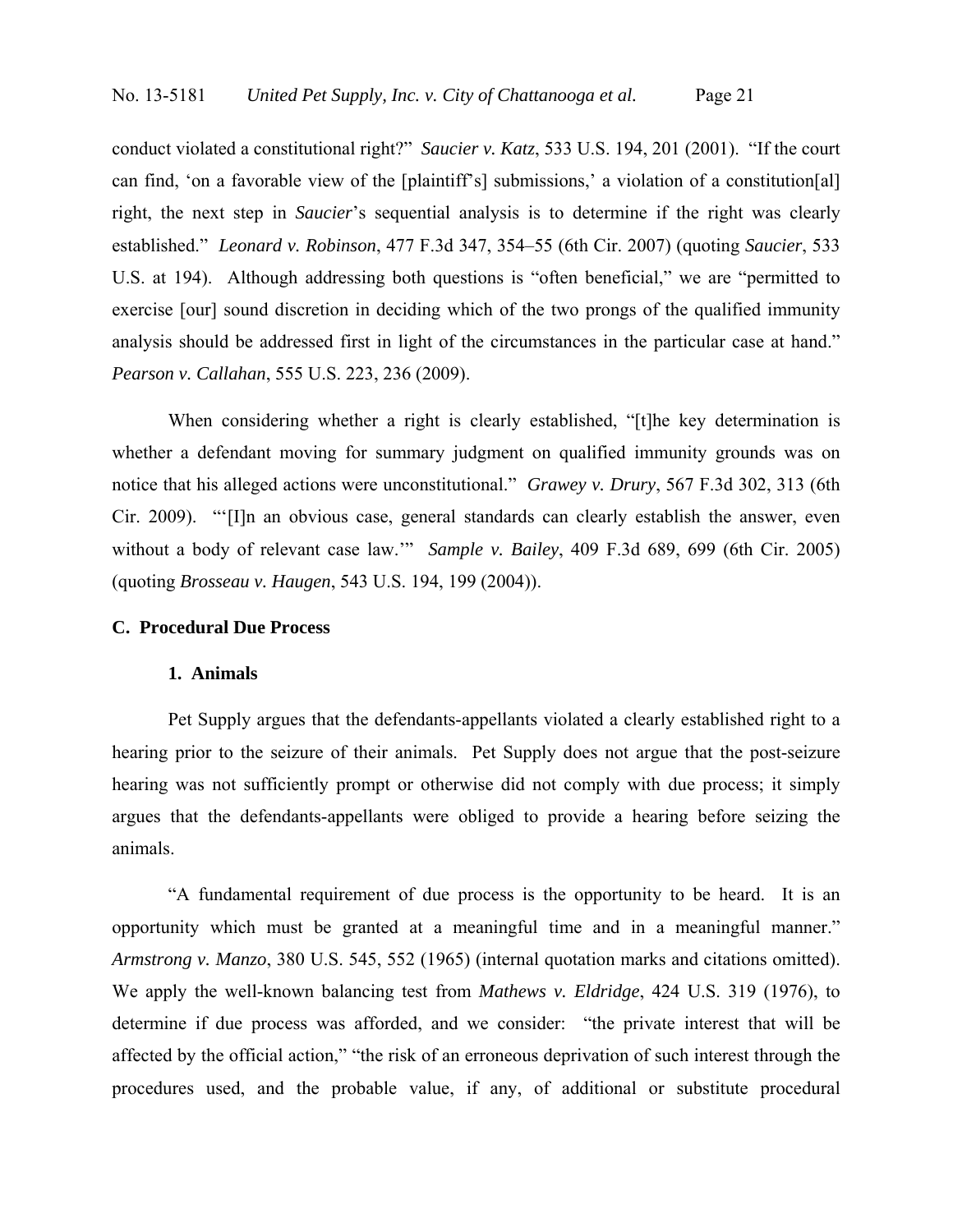conduct violated a constitutional right?" *Saucier v. Katz*, 533 U.S. 194, 201 (2001). "If the court can find, 'on a favorable view of the [plaintiff's] submissions,' a violation of a constitution[al] right, the next step in *Saucier*'s sequential analysis is to determine if the right was clearly established." *Leonard v. Robinson*, 477 F.3d 347, 354–55 (6th Cir. 2007) (quoting *Saucier*, 533 U.S. at 194). Although addressing both questions is "often beneficial," we are "permitted to exercise [our] sound discretion in deciding which of the two prongs of the qualified immunity analysis should be addressed first in light of the circumstances in the particular case at hand." *Pearson v. Callahan*, 555 U.S. 223, 236 (2009).

When considering whether a right is clearly established, "[t]he key determination is whether a defendant moving for summary judgment on qualified immunity grounds was on notice that his alleged actions were unconstitutional." *Grawey v. Drury*, 567 F.3d 302, 313 (6th Cir. 2009). "'[I]n an obvious case, general standards can clearly establish the answer, even without a body of relevant case law.'" *Sample v. Bailey*, 409 F.3d 689, 699 (6th Cir. 2005) (quoting *Brosseau v. Haugen*, 543 U.S. 194, 199 (2004)).

### C. Procedural Due Process

#### 1. Animals

Pet Supply argues that the defendants-appellants violated a clearly established right to a hearing prior to the seizure of their animals. Pet Supply does not argue that the post-seizure hearing was not sufficiently prompt or otherwise did not comply with due process; it simply argues that the defendants-appellants were obliged to provide a hearing before seizing the animals.

"A fundamental requirement of due process is the opportunity to be heard. It is an opportunity which must be granted at a meaningful time and in a meaningful manner." *Armstrong v. Manzo*, 380 U.S. 545, 552 (1965) (internal quotation marks and citations omitted). We apply the well-known balancing test from *Mathews v. Eldridge*, 424 U.S. 319 (1976), to determine if due process was afforded, and we consider: "the private interest that will be affected by the official action," "the risk of an erroneous deprivation of such interest through the procedures used, and the probable value, if any, of additional or substitute procedural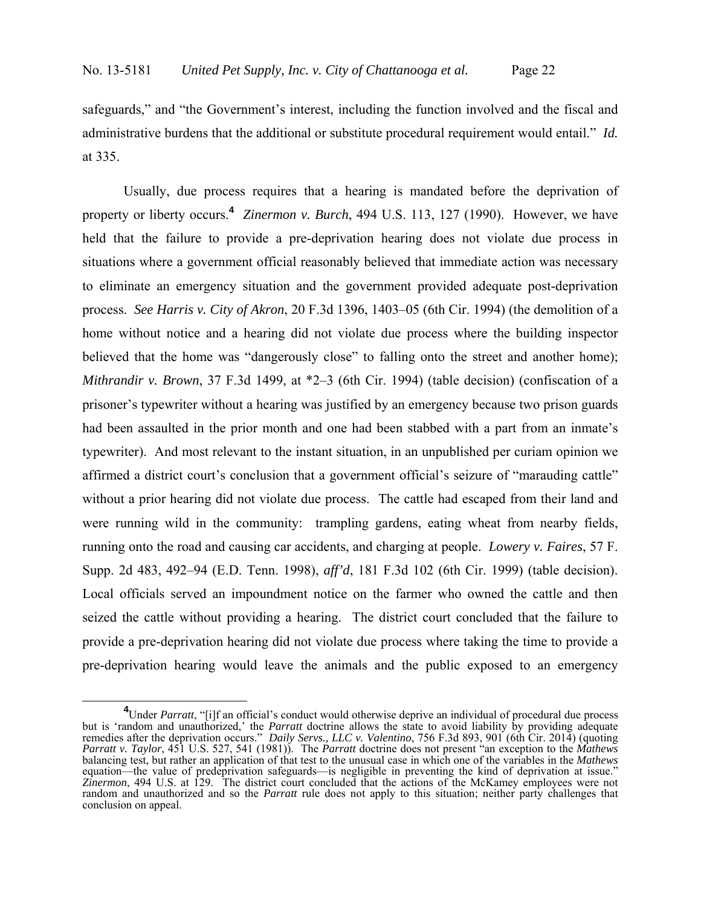safeguards," and "the Government's interest, including the function involved and the fiscal and administrative burdens that the additional or substitute procedural requirement would entail." *Id.* at 335.

Usually, due process requires that a hearing is mandated before the deprivation of property or liberty occurs.[4] *Zinermon v. Burch*, 494 U.S. 113, 127 (1990). However, we have held that the failure to provide a pre-deprivation hearing does not violate due process in situations where a government official reasonably believed that immediate action was necessary to eliminate an emergency situation and the government provided adequate post-deprivation process. *See Harris v. City of Akron*, 20 F.3d 1396, 1403–05 (6th Cir. 1994) (the demolition of a home without notice and a hearing did not violate due process where the building inspector believed that the home was "dangerously close" to falling onto the street and another home); *Mithrandir v. Brown*, 37 F.3d 1499, at *2–3 (6th Cir. 1994) (table decision) (confiscation of a prisoner's typewriter without a hearing was justified by an emergency because two prison guards had been assaulted in the prior month and one had been stabbed with a part from an inmate's typewriter). And most relevant to the instant situation, in an unpublished per curiam opinion we affirmed a district court's conclusion that a government official's seizure of "marauding cattle" without a prior hearing did not violate due process. The cattle had escaped from their land and were running wild in the community: trampling gardens, eating wheat from nearby fields, running onto the road and causing car accidents, and charging at people. *Lowery v. Faires*, 57 F. Supp. 2d 483, 492–94 (E.D. Tenn. 1998), *aff'd*, 181 F.3d 102 (6th Cir. 1999) (table decision). Local officials served an impoundment notice on the farmer who owned the cattle and then seized the cattle without providing a hearing. The district court concluded that the failure to provide a pre-deprivation hearing did not violate due process where taking the time to provide a pre-deprivation hearing would leave the animals and the public exposed to an emergency

---

[4] Under *Parratt*, "[i]f an official's conduct would otherwise deprive an individual of procedural due process but is 'random and unauthorized,' the *Parratt* doctrine allows the state to avoid liability by providing adequate remedies after the deprivation occurs." *Daily Servs., LLC v. Valentino*, 756 F.3d 893, 901 (6th Cir. 2014) (quoting *Parratt v. Taylor*, 451 U.S. 527, 541 (1981)). The *Parratt* doctrine does not present "an exception to the *Mathews* balancing test, but rather an application of that test to the unusual case in which one of the variables in the *Mathews* equation—the value of predeprivation safeguards—is negligible in preventing the kind of deprivation at issue." *Zinermon*, 494 U.S. at 129. The district court concluded that the actions of the McKamey employees were not random and unauthorized and so the *Parratt* rule does not apply to this situation; neither party challenges that conclusion on appeal.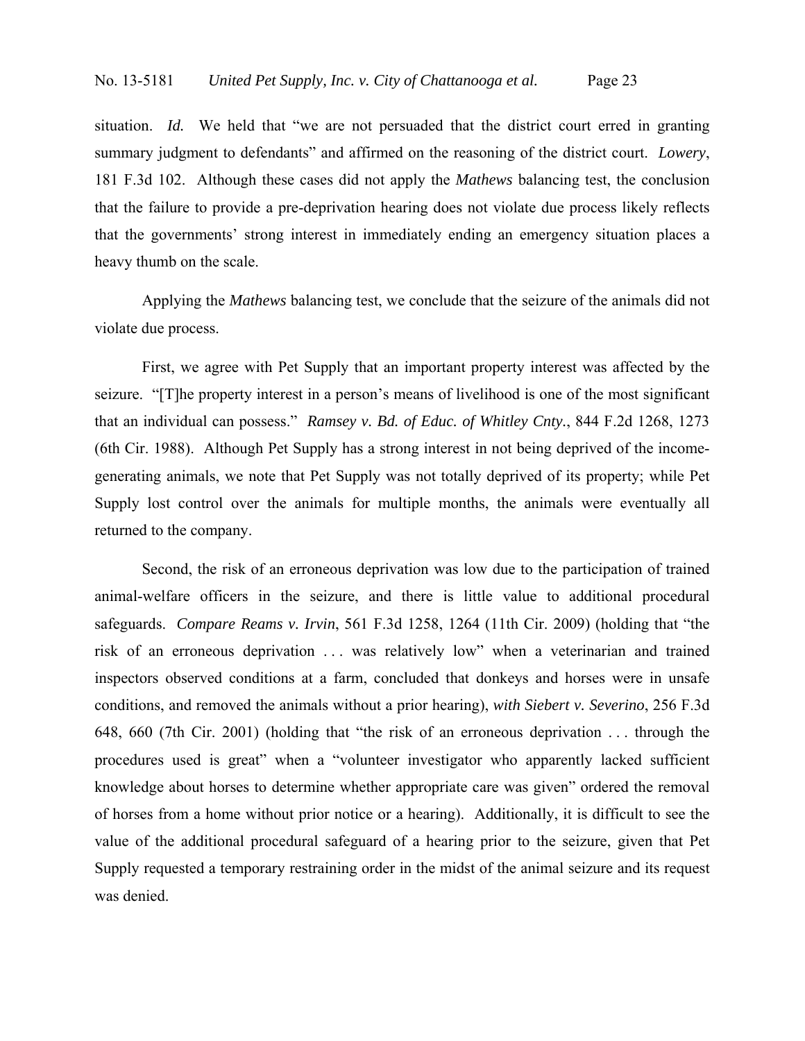situation. *Id.* We held that "we are not persuaded that the district court erred in granting summary judgment to defendants" and affirmed on the reasoning of the district court. *Lowery*, 181 F.3d 102. Although these cases did not apply the *Mathews* balancing test, the conclusion that the failure to provide a pre-deprivation hearing does not violate due process likely reflects that the governments' strong interest in immediately ending an emergency situation places a heavy thumb on the scale.

Applying the *Mathews* balancing test, we conclude that the seizure of the animals did not violate due process.

First, we agree with Pet Supply that an important property interest was affected by the seizure. "[T]he property interest in a person's means of livelihood is one of the most significant that an individual can possess." *Ramsey v. Bd. of Educ. of Whitley Cnty.*, 844 F.2d 1268, 1273 (6th Cir. 1988). Although Pet Supply has a strong interest in not being deprived of the income-generating animals, we note that Pet Supply was not totally deprived of its property; while Pet Supply lost control over the animals for multiple months, the animals were eventually all returned to the company.

Second, the risk of an erroneous deprivation was low due to the participation of trained animal-welfare officers in the seizure, and there is little value to additional procedural safeguards. *Compare Reams v. Irvin*, 561 F.3d 1258, 1264 (11th Cir. 2009) (holding that "the risk of an erroneous deprivation . . . was relatively low" when a veterinarian and trained inspectors observed conditions at a farm, concluded that donkeys and horses were in unsafe conditions, and removed the animals without a prior hearing), *with Siebert v. Severino*, 256 F.3d 648, 660 (7th Cir. 2001) (holding that "the risk of an erroneous deprivation . . . through the procedures used is great" when a "volunteer investigator who apparently lacked sufficient knowledge about horses to determine whether appropriate care was given" ordered the removal of horses from a home without prior notice or a hearing). Additionally, it is difficult to see the value of the additional procedural safeguard of a hearing prior to the seizure, given that Pet Supply requested a temporary restraining order in the midst of the animal seizure and its request was denied.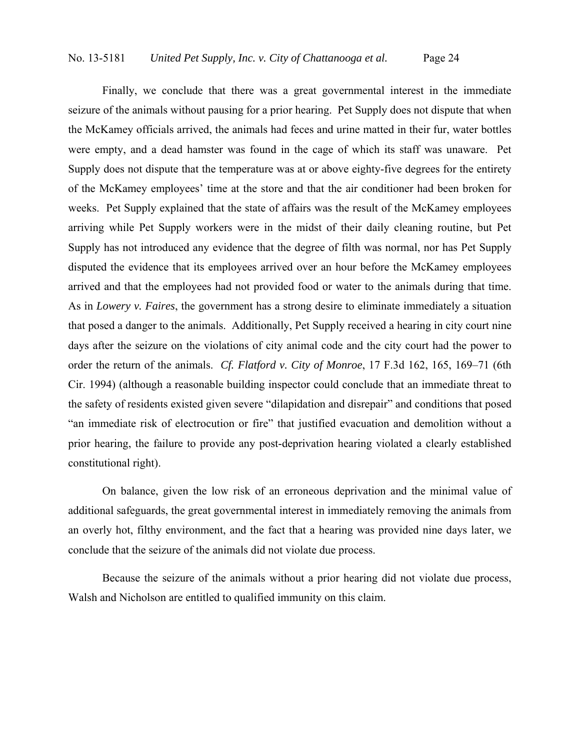Finally, we conclude that there was a great governmental interest in the immediate seizure of the animals without pausing for a prior hearing. Pet Supply does not dispute that when the McKamey officials arrived, the animals had feces and urine matted in their fur, water bottles were empty, and a dead hamster was found in the cage of which its staff was unaware. Pet Supply does not dispute that the temperature was at or above eighty-five degrees for the entirety of the McKamey employees' time at the store and that the air conditioner had been broken for weeks. Pet Supply explained that the state of affairs was the result of the McKamey employees arriving while Pet Supply workers were in the midst of their daily cleaning routine, but Pet Supply has not introduced any evidence that the degree of filth was normal, nor has Pet Supply disputed the evidence that its employees arrived over an hour before the McKamey employees arrived and that the employees had not provided food or water to the animals during that time. As in *Lowery v. Faires*, the government has a strong desire to eliminate immediately a situation that posed a danger to the animals. Additionally, Pet Supply received a hearing in city court nine days after the seizure on the violations of city animal code and the city court had the power to order the return of the animals. *Cf. Flatford v. City of Monroe*, 17 F.3d 162, 165, 169–71 (6th Cir. 1994) (although a reasonable building inspector could conclude that an immediate threat to the safety of residents existed given severe "dilapidation and disrepair" and conditions that posed "an immediate risk of electrocution or fire" that justified evacuation and demolition without a prior hearing, the failure to provide any post-deprivation hearing violated a clearly established constitutional right).

On balance, given the low risk of an erroneous deprivation and the minimal value of additional safeguards, the great governmental interest in immediately removing the animals from an overly hot, filthy environment, and the fact that a hearing was provided nine days later, we conclude that the seizure of the animals did not violate due process.

Because the seizure of the animals without a prior hearing did not violate due process, Walsh and Nicholson are entitled to qualified immunity on this claim.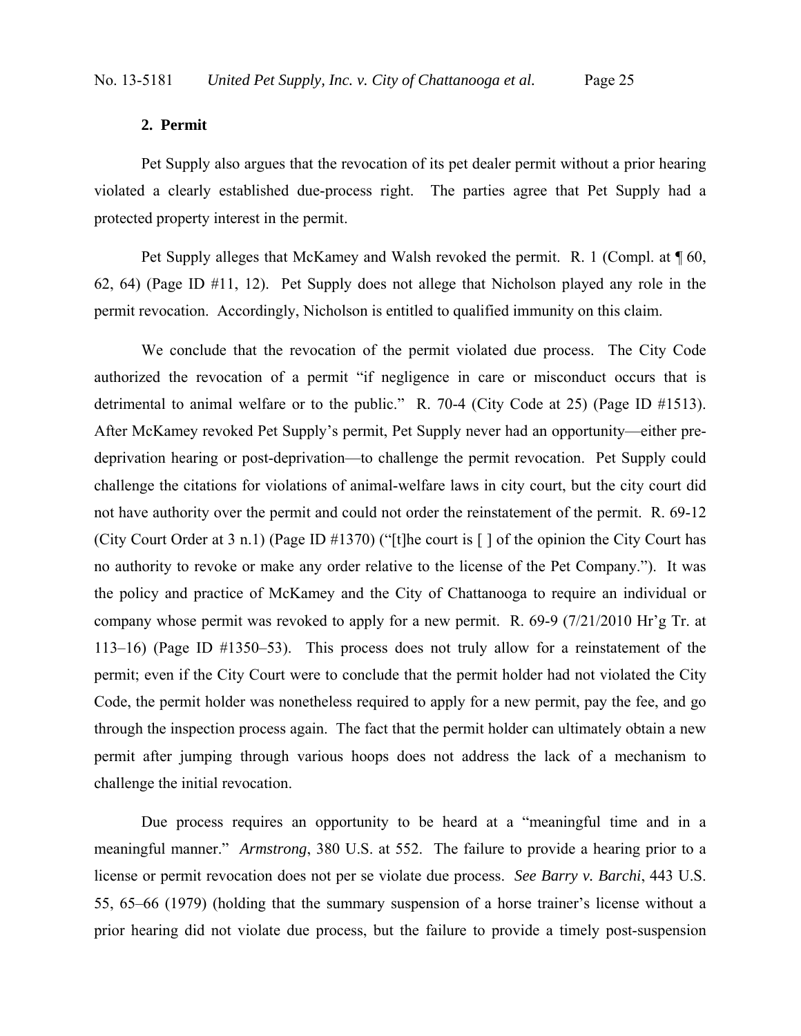### 2. Permit

Pet Supply also argues that the revocation of its pet dealer permit without a prior hearing violated a clearly established due-process right. The parties agree that Pet Supply had a protected property interest in the permit.

Pet Supply alleges that McKamey and Walsh revoked the permit. R. 1 (Compl. at ¶ 60, 62, 64) (Page ID #11, 12). Pet Supply does not allege that Nicholson played any role in the permit revocation. Accordingly, Nicholson is entitled to qualified immunity on this claim.

We conclude that the revocation of the permit violated due process. The City Code authorized the revocation of a permit "if negligence in care or misconduct occurs that is detrimental to animal welfare or to the public." R. 70-4 (City Code at 25) (Page ID #1513). After McKamey revoked Pet Supply's permit, Pet Supply never had an opportunity—either pre-deprivation hearing or post-deprivation—to challenge the permit revocation. Pet Supply could challenge the citations for violations of animal-welfare laws in city court, but the city court did not have authority over the permit and could not order the reinstatement of the permit. R. 69-12 (City Court Order at 3 n.1) (Page ID #1370) ("[t]he court is [ ] of the opinion the City Court has no authority to revoke or make any order relative to the license of the Pet Company."). It was the policy and practice of McKamey and the City of Chattanooga to require an individual or company whose permit was revoked to apply for a new permit. R. 69-9 (7/21/2010 Hr'g Tr. at 113–16) (Page ID #1350–53). This process does not truly allow for a reinstatement of the permit; even if the City Court were to conclude that the permit holder had not violated the City Code, the permit holder was nonetheless required to apply for a new permit, pay the fee, and go through the inspection process again. The fact that the permit holder can ultimately obtain a new permit after jumping through various hoops does not address the lack of a mechanism to challenge the initial revocation.

Due process requires an opportunity to be heard at a "meaningful time and in a meaningful manner." *Armstrong*, 380 U.S. at 552. The failure to provide a hearing prior to a license or permit revocation does not per se violate due process. *See Barry v. Barchi*, 443 U.S. 55, 65–66 (1979) (holding that the summary suspension of a horse trainer's license without a prior hearing did not violate due process, but the failure to provide a timely post-suspension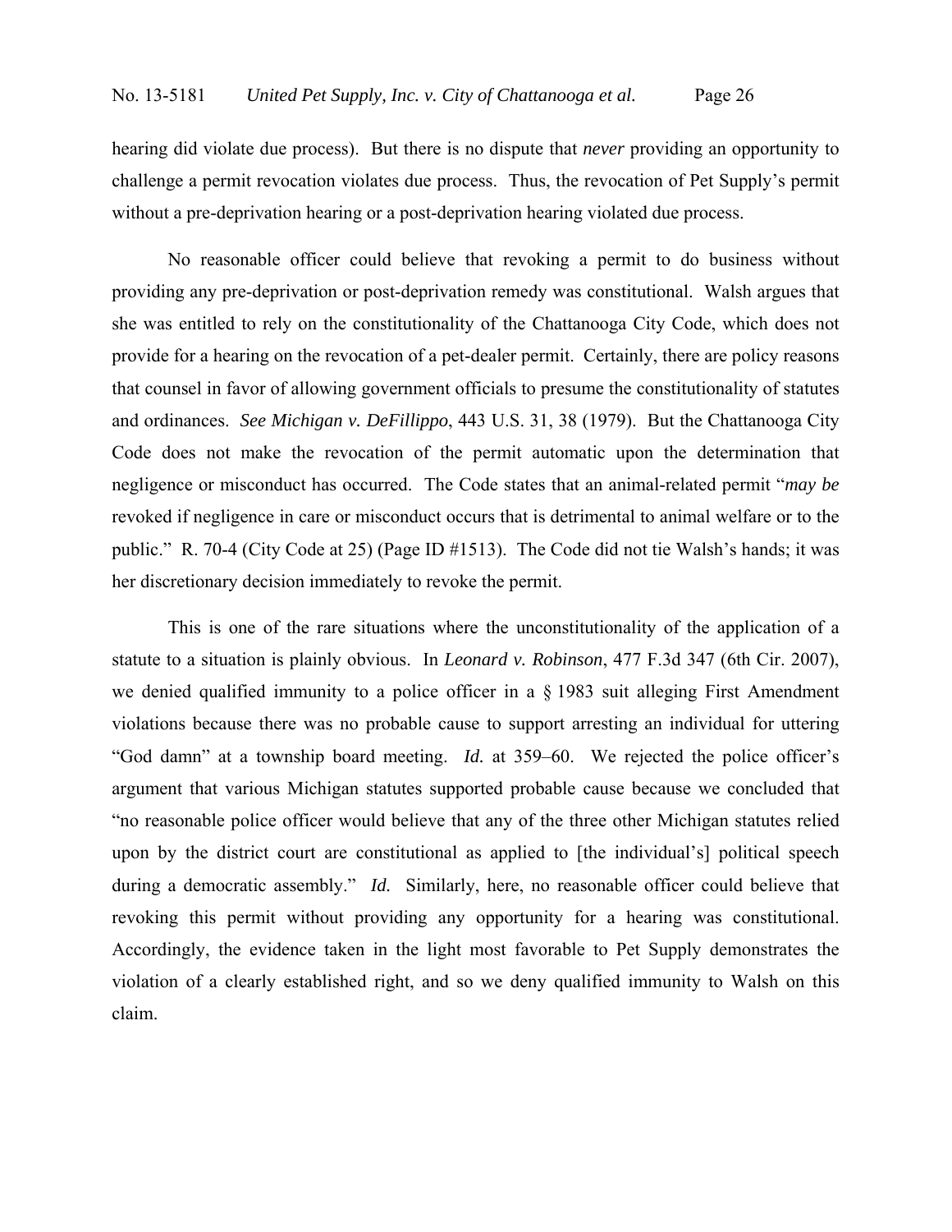hearing did violate due process). But there is no dispute that *never* providing an opportunity to challenge a permit revocation violates due process. Thus, the revocation of Pet Supply's permit without a pre-deprivation hearing or a post-deprivation hearing violated due process.

No reasonable officer could believe that revoking a permit to do business without providing any pre-deprivation or post-deprivation remedy was constitutional. Walsh argues that she was entitled to rely on the constitutionality of the Chattanooga City Code, which does not provide for a hearing on the revocation of a pet-dealer permit. Certainly, there are policy reasons that counsel in favor of allowing government officials to presume the constitutionality of statutes and ordinances. *See Michigan v. DeFillippo*, 443 U.S. 31, 38 (1979). But the Chattanooga City Code does not make the revocation of the permit automatic upon the determination that negligence or misconduct has occurred. The Code states that an animal-related permit "*may be* revoked if negligence in care or misconduct occurs that is detrimental to animal welfare or to the public." R. 70-4 (City Code at 25) (Page ID #1513). The Code did not tie Walsh's hands; it was her discretionary decision immediately to revoke the permit.

This is one of the rare situations where the unconstitutionality of the application of a statute to a situation is plainly obvious. In *Leonard v. Robinson*, 477 F.3d 347 (6th Cir. 2007), we denied qualified immunity to a police officer in a § 1983 suit alleging First Amendment violations because there was no probable cause to support arresting an individual for uttering "God damn" at a township board meeting. *Id.* at 359–60. We rejected the police officer's argument that various Michigan statutes supported probable cause because we concluded that "no reasonable police officer would believe that any of the three other Michigan statutes relied upon by the district court are constitutional as applied to [the individual's] political speech during a democratic assembly." *Id.* Similarly, here, no reasonable officer could believe that revoking this permit without providing any opportunity for a hearing was constitutional. Accordingly, the evidence taken in the light most favorable to Pet Supply demonstrates the violation of a clearly established right, and so we deny qualified immunity to Walsh on this claim.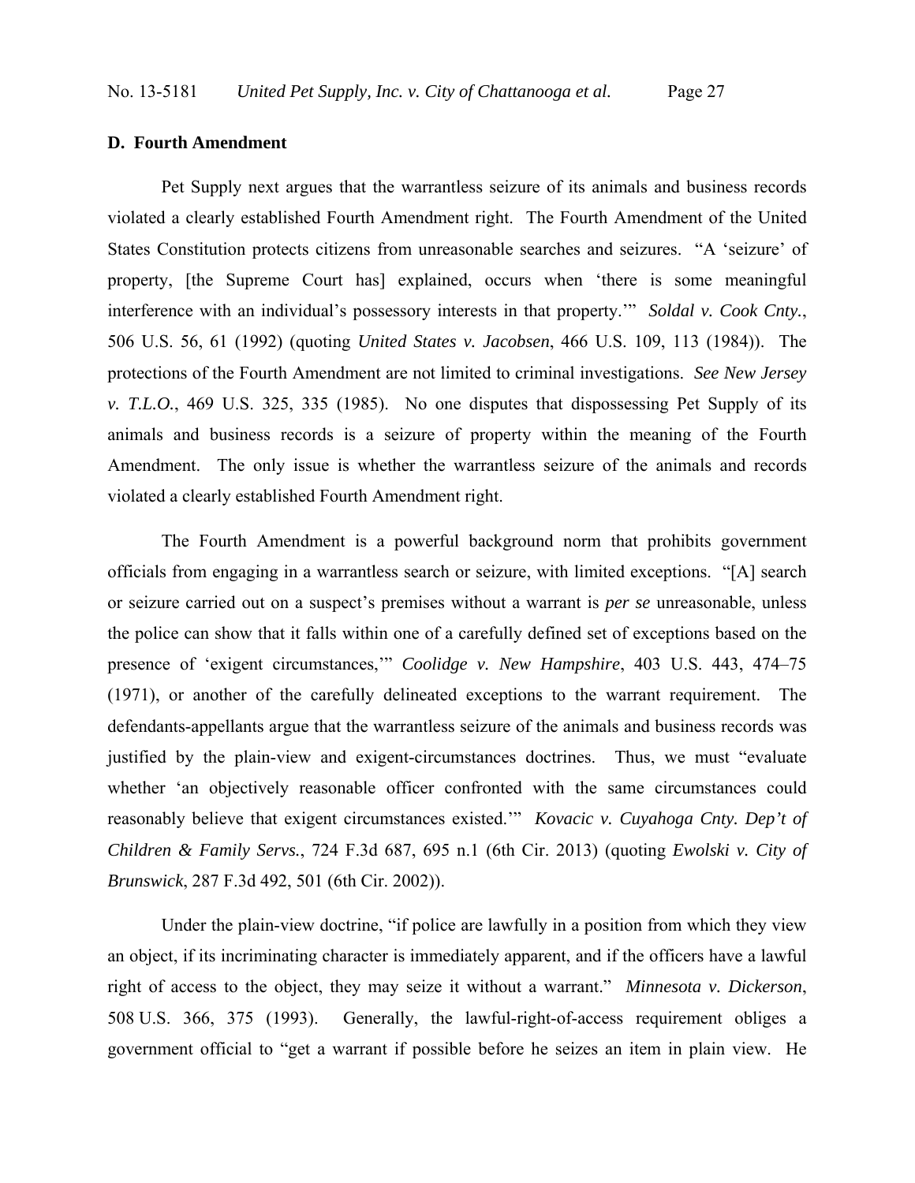### D. Fourth Amendment

Pet Supply next argues that the warrantless seizure of its animals and business records violated a clearly established Fourth Amendment right. The Fourth Amendment of the United States Constitution protects citizens from unreasonable searches and seizures. "A 'seizure' of property, [the Supreme Court has] explained, occurs when 'there is some meaningful interference with an individual's possessory interests in that property.'" *Soldal v. Cook Cnty.*, 506 U.S. 56, 61 (1992) (quoting *United States v. Jacobsen*, 466 U.S. 109, 113 (1984)). The protections of the Fourth Amendment are not limited to criminal investigations. *See New Jersey v. T.L.O.*, 469 U.S. 325, 335 (1985). No one disputes that dispossessing Pet Supply of its animals and business records is a seizure of property within the meaning of the Fourth Amendment. The only issue is whether the warrantless seizure of the animals and records violated a clearly established Fourth Amendment right.

The Fourth Amendment is a powerful background norm that prohibits government officials from engaging in a warrantless search or seizure, with limited exceptions. "[A] search or seizure carried out on a suspect's premises without a warrant is *per se* unreasonable, unless the police can show that it falls within one of a carefully defined set of exceptions based on the presence of 'exigent circumstances,'" *Coolidge v. New Hampshire*, 403 U.S. 443, 474–75 (1971), or another of the carefully delineated exceptions to the warrant requirement. The defendants-appellants argue that the warrantless seizure of the animals and business records was justified by the plain-view and exigent-circumstances doctrines. Thus, we must "evaluate whether 'an objectively reasonable officer confronted with the same circumstances could reasonably believe that exigent circumstances existed.'" *Kovacic v. Cuyahoga Cnty. Dep't of Children & Family Servs.*, 724 F.3d 687, 695 n.1 (6th Cir. 2013) (quoting *Ewolski v. City of Brunswick*, 287 F.3d 492, 501 (6th Cir. 2002)).

Under the plain-view doctrine, "if police are lawfully in a position from which they view an object, if its incriminating character is immediately apparent, and if the officers have a lawful right of access to the object, they may seize it without a warrant." *Minnesota v. Dickerson*, 508 U.S. 366, 375 (1993). Generally, the lawful-right-of-access requirement obliges a government official to "get a warrant if possible before he seizes an item in plain view. He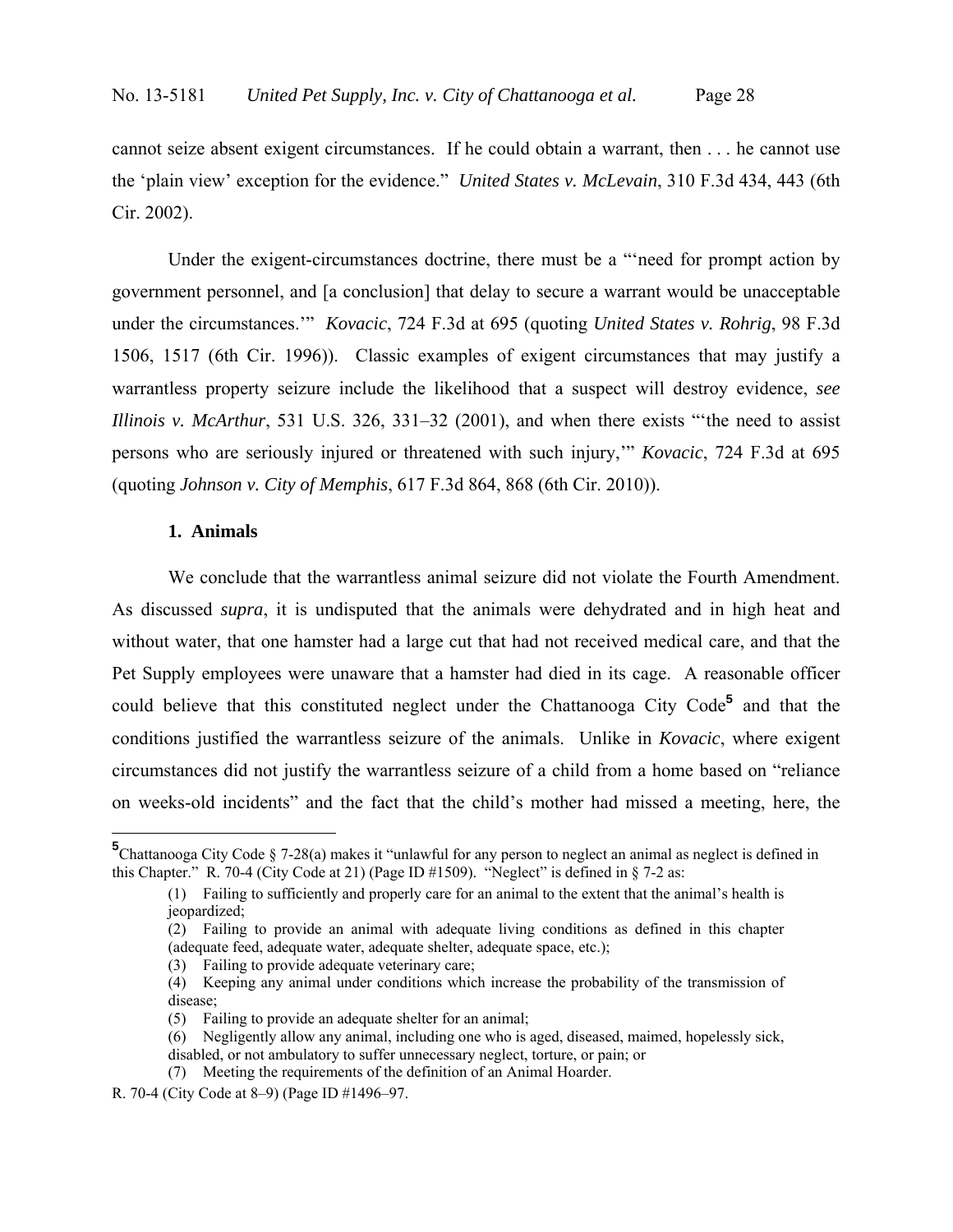cannot seize absent exigent circumstances. If he could obtain a warrant, then . . . he cannot use the 'plain view' exception for the evidence." *United States v. McLevain*, 310 F.3d 434, 443 (6th Cir. 2002).

Under the exigent-circumstances doctrine, there must be a "'need for prompt action by government personnel, and [a conclusion] that delay to secure a warrant would be unacceptable under the circumstances.'" *Kovacic*, 724 F.3d at 695 (quoting *United States v. Rohrig*, 98 F.3d 1506, 1517 (6th Cir. 1996)). Classic examples of exigent circumstances that may justify a warrantless property seizure include the likelihood that a suspect will destroy evidence, *see Illinois v. McArthur*, 531 U.S. 326, 331–32 (2001), and when there exists "'the need to assist persons who are seriously injured or threatened with such injury,'" *Kovacic*, 724 F.3d at 695 (quoting *Johnson v. City of Memphis*, 617 F.3d 864, 868 (6th Cir. 2010)).

**1. Animals**

We conclude that the warrantless animal seizure did not violate the Fourth Amendment. As discussed *supra*, it is undisputed that the animals were dehydrated and in high heat and without water, that one hamster had a large cut that had not received medical care, and that the Pet Supply employees were unaware that a hamster had died in its cage. A reasonable officer could believe that this constituted neglect under the Chattanooga City Code[5] and that the conditions justified the warrantless seizure of the animals. Unlike in *Kovacic*, where exigent circumstances did not justify the warrantless seizure of a child from a home based on "reliance on weeks-old incidents" and the fact that the child's mother had missed a meeting, here, the

---

[5]Chattanooga City Code § 7-28(a) makes it "unlawful for any person to neglect an animal as neglect is defined in this Chapter." R. 70-4 (City Code at 21) (Page ID #1509). "Neglect" is defined in § 7-2 as:

> (1) Failing to sufficiently and properly care for an animal to the extent that the animal's health is jeopardized;
> (2) Failing to provide an animal with adequate living conditions as defined in this chapter (adequate feed, adequate water, adequate shelter, adequate space, etc.);
> (3) Failing to provide adequate veterinary care;
> (4) Keeping any animal under conditions which increase the probability of the transmission of disease;
> (5) Failing to provide an adequate shelter for an animal;
> (6) Negligently allow any animal, including one who is aged, diseased, maimed, hopelessly sick, disabled, or not ambulatory to suffer unnecessary neglect, torture, or pain; or
> (7) Meeting the requirements of the definition of an Animal Hoarder.

R. 70-4 (City Code at 8–9) (Page ID #1496–97.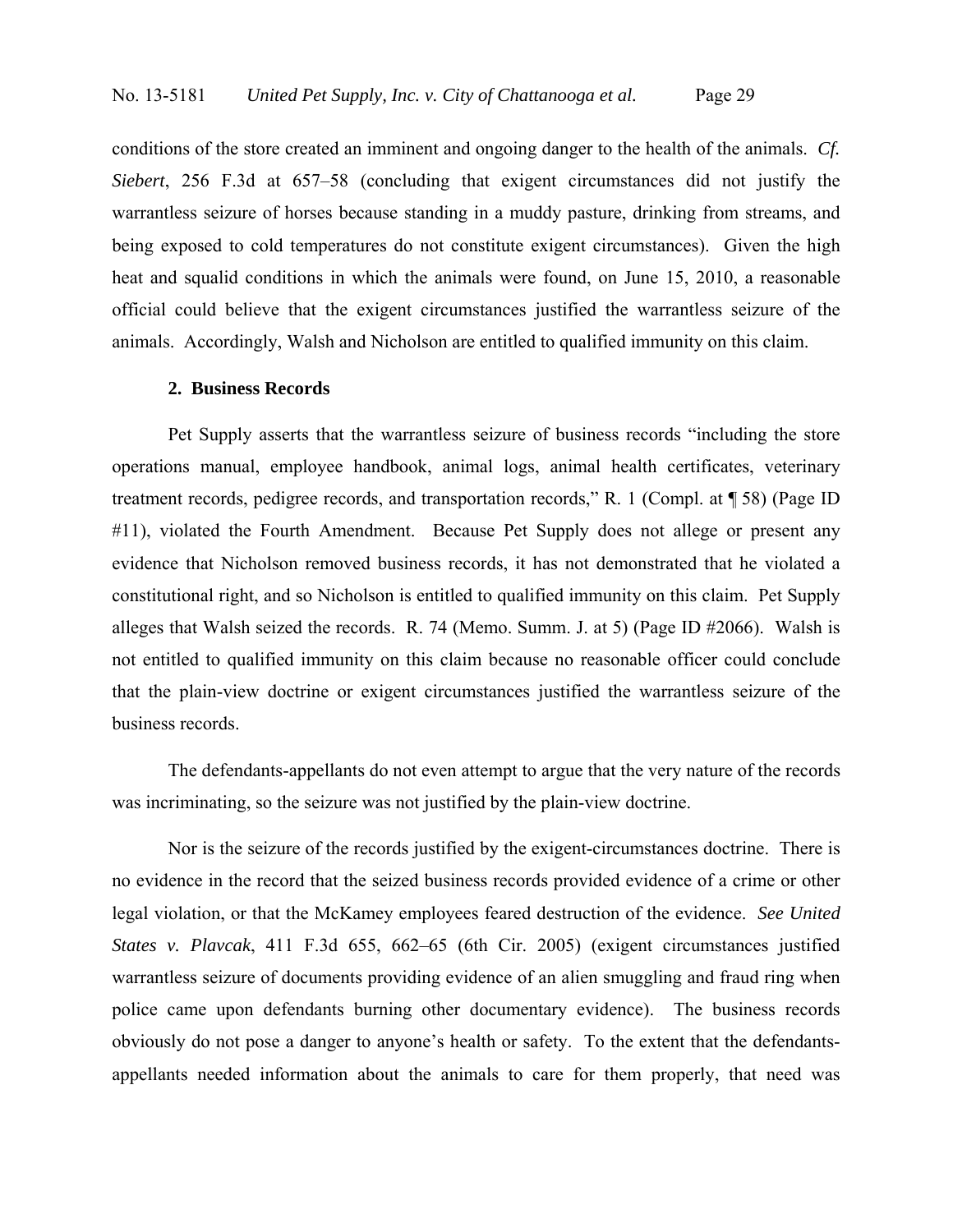conditions of the store created an imminent and ongoing danger to the health of the animals. *Cf. Siebert*, 256 F.3d at 657–58 (concluding that exigent circumstances did not justify the warrantless seizure of horses because standing in a muddy pasture, drinking from streams, and being exposed to cold temperatures do not constitute exigent circumstances). Given the high heat and squalid conditions in which the animals were found, on June 15, 2010, a reasonable official could believe that the exigent circumstances justified the warrantless seizure of the animals. Accordingly, Walsh and Nicholson are entitled to qualified immunity on this claim.

**2. Business Records**

Pet Supply asserts that the warrantless seizure of business records "including the store operations manual, employee handbook, animal logs, animal health certificates, veterinary treatment records, pedigree records, and transportation records," R. 1 (Compl. at ¶ 58) (Page ID #11), violated the Fourth Amendment. Because Pet Supply does not allege or present any evidence that Nicholson removed business records, it has not demonstrated that he violated a constitutional right, and so Nicholson is entitled to qualified immunity on this claim. Pet Supply alleges that Walsh seized the records. R. 74 (Memo. Summ. J. at 5) (Page ID #2066). Walsh is not entitled to qualified immunity on this claim because no reasonable officer could conclude that the plain-view doctrine or exigent circumstances justified the warrantless seizure of the business records.

The defendants-appellants do not even attempt to argue that the very nature of the records was incriminating, so the seizure was not justified by the plain-view doctrine.

Nor is the seizure of the records justified by the exigent-circumstances doctrine. There is no evidence in the record that the seized business records provided evidence of a crime or other legal violation, or that the McKamey employees feared destruction of the evidence. *See United States v. Plavcak*, 411 F.3d 655, 662–65 (6th Cir. 2005) (exigent circumstances justified warrantless seizure of documents providing evidence of an alien smuggling and fraud ring when police came upon defendants burning other documentary evidence). The business records obviously do not pose a danger to anyone's health or safety. To the extent that the defendants-appellants needed information about the animals to care for them properly, that need was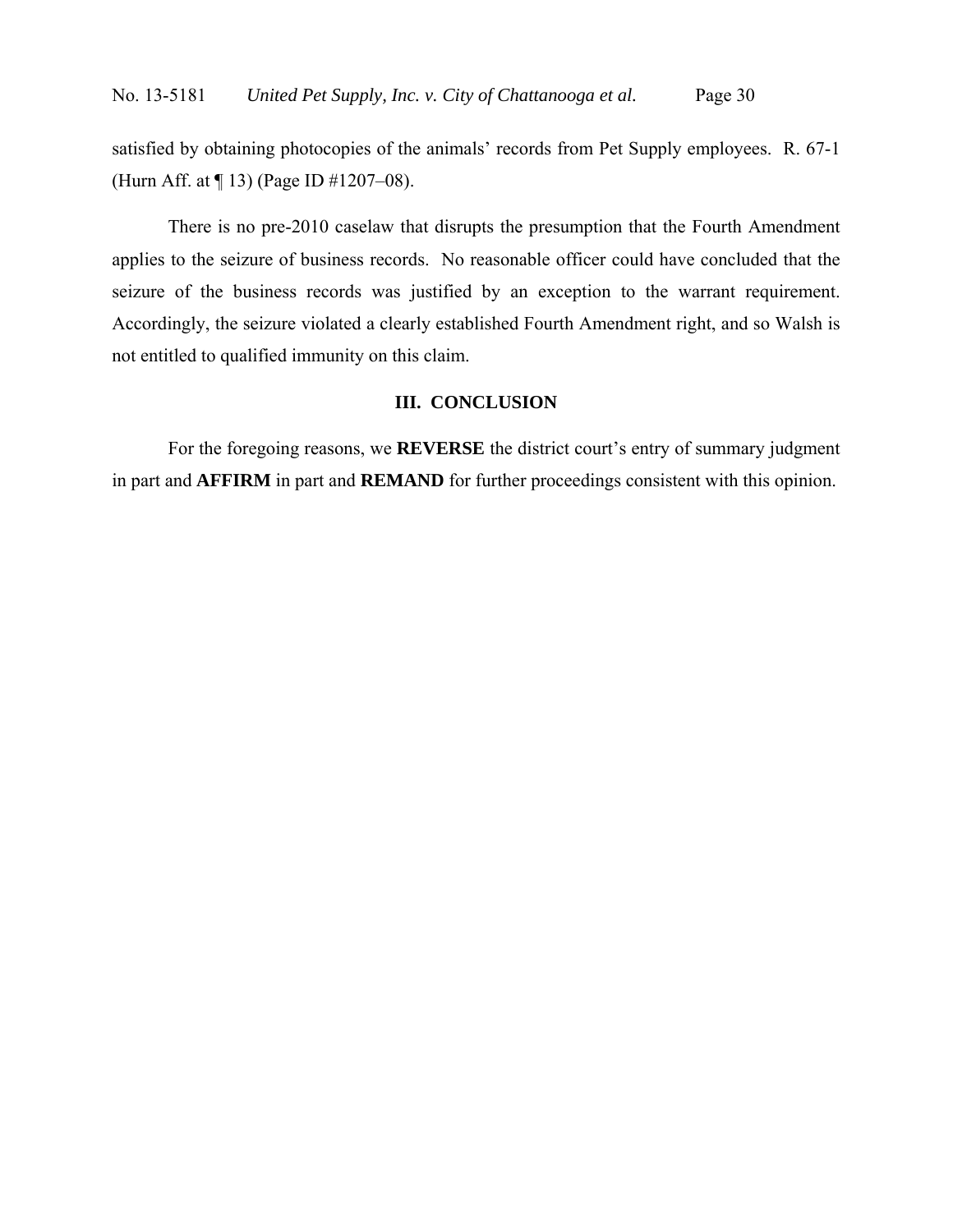satisfied by obtaining photocopies of the animals' records from Pet Supply employees. R. 67-1 (Hurn Aff. at ¶ 13) (Page ID #1207–08).

There is no pre-2010 caselaw that disrupts the presumption that the Fourth Amendment applies to the seizure of business records. No reasonable officer could have concluded that the seizure of the business records was justified by an exception to the warrant requirement. Accordingly, the seizure violated a clearly established Fourth Amendment right, and so Walsh is not entitled to qualified immunity on this claim.

## III. CONCLUSION

For the foregoing reasons, we **REVERSE** the district court's entry of summary judgment in part and **AFFIRM** in part and **REMAND** for further proceedings consistent with this opinion.